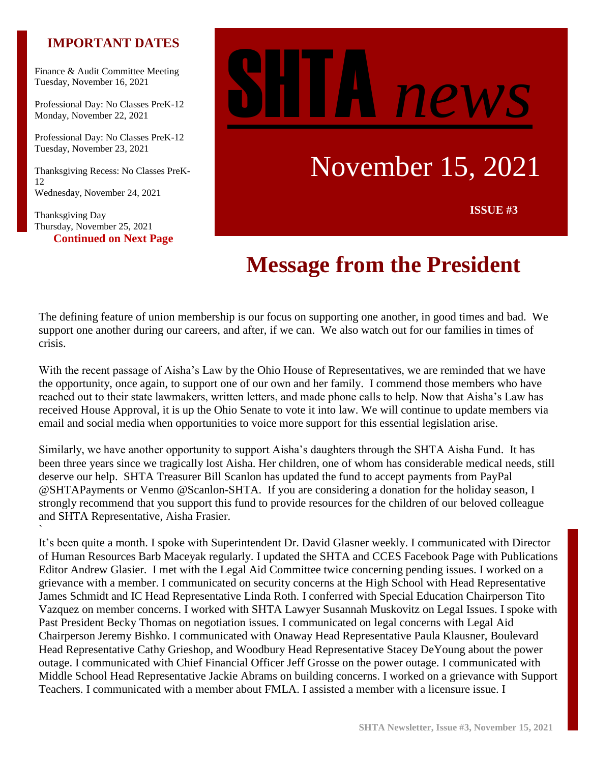# SHTA *news*

November 15, 2021

**ISSUE #3**

## IMPORTANT DATES

Finance & Audit Committee Meeting
Tuesday, November 16, 2021

Professional Day: No Classes PreK-12
Monday, November 22, 2021

Professional Day: No Classes PreK-12
Tuesday, November 23, 2021

Thanksgiving Recess: No Classes PreK-12
Wednesday, November 24, 2021

Thanksgiving Day
Thursday, November 25, 2021

**Continued on Next Page**

# Message from the President

The defining feature of union membership is our focus on supporting one another, in good times and bad. We support one another during our careers, and after, if we can. We also watch out for our families in times of crisis.

With the recent passage of Aisha's Law by the Ohio House of Representatives, we are reminded that we have the opportunity, once again, to support one of our own and her family. I commend those members who have reached out to their state lawmakers, written letters, and made phone calls to help. Now that Aisha's Law has received House Approval, it is up the Ohio Senate to vote it into law. We will continue to update members via email and social media when opportunities to voice more support for this essential legislation arise.

Similarly, we have another opportunity to support Aisha's daughters through the SHTA Aisha Fund. It has been three years since we tragically lost Aisha. Her children, one of whom has considerable medical needs, still deserve our help. SHTA Treasurer Bill Scanlon has updated the fund to accept payments from PayPal @SHTAPayments or Venmo @Scanlon-SHTA. If you are considering a donation for the holiday season, I strongly recommend that you support this fund to provide resources for the children of our beloved colleague and SHTA Representative, Aisha Frasier.
`

It's been quite a month. I spoke with Superintendent Dr. David Glasner weekly. I communicated with Director of Human Resources Barb Maceyak regularly. I updated the SHTA and CCES Facebook Page with Publications Editor Andrew Glasier. I met with the Legal Aid Committee twice concerning pending issues. I worked on a grievance with a member. I communicated on security concerns at the High School with Head Representative James Schmidt and IC Head Representative Linda Roth. I conferred with Special Education Chairperson Tito Vazquez on member concerns. I worked with SHTA Lawyer Susannah Muskovitz on Legal Issues. I spoke with Past President Becky Thomas on negotiation issues. I communicated on legal concerns with Legal Aid Chairperson Jeremy Bishko. I communicated with Onaway Head Representative Paula Klausner, Boulevard Head Representative Cathy Grieshop, and Woodbury Head Representative Stacey DeYoung about the power outage. I communicated with Chief Financial Officer Jeff Grosse on the power outage. I communicated with Middle School Head Representative Jackie Abrams on building concerns. I worked on a grievance with Support Teachers. I communicated with a member about FMLA. I assisted a member with a licensure issue. I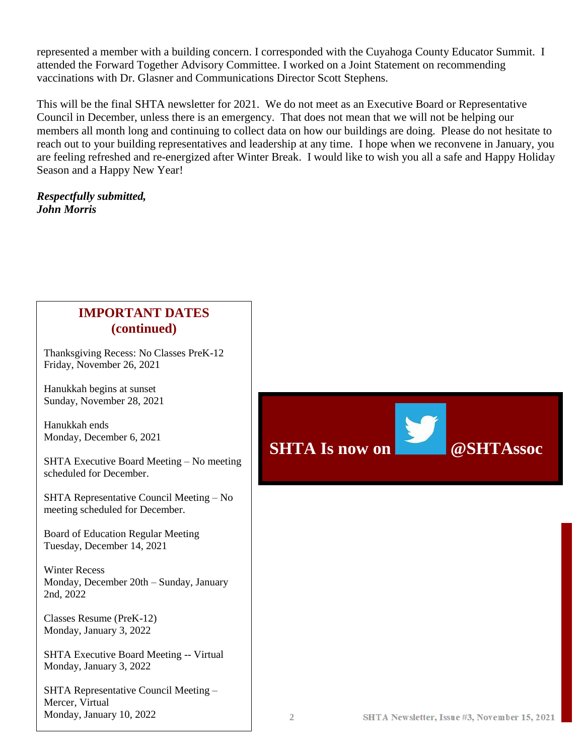represented a member with a building concern. I corresponded with the Cuyahoga County Educator Summit. I attended the Forward Together Advisory Committee. I worked on a Joint Statement on recommending vaccinations with Dr. Glasner and Communications Director Scott Stephens.

This will be the final SHTA newsletter for 2021. We do not meet as an Executive Board or Representative Council in December, unless there is an emergency. That does not mean that we will not be helping our members all month long and continuing to collect data on how our buildings are doing. Please do not hesitate to reach out to your building representatives and leadership at any time. I hope when we reconvene in January, you are feeling refreshed and re-energized after Winter Break. I would like to wish you all a safe and Happy Holiday Season and a Happy New Year!

***Respectfully submitted,***
***John Morris***

## IMPORTANT DATES (continued)

Thanksgiving Recess: No Classes PreK-12
Friday, November 26, 2021

Hanukkah begins at sunset
Sunday, November 28, 2021

Hanukkah ends
Monday, December 6, 2021

SHTA Executive Board Meeting – No meeting scheduled for December.

SHTA Representative Council Meeting – No meeting scheduled for December.

Board of Education Regular Meeting
Tuesday, December 14, 2021

Winter Recess
Monday, December 20th – Sunday, January 2nd, 2022

Classes Resume (PreK-12)
Monday, January 3, 2022

SHTA Executive Board Meeting -- Virtual
Monday, January 3, 2022

SHTA Representative Council Meeting – Mercer, Virtual
Monday, January 10, 2022

**SHTA Is now on @SHTAssoc**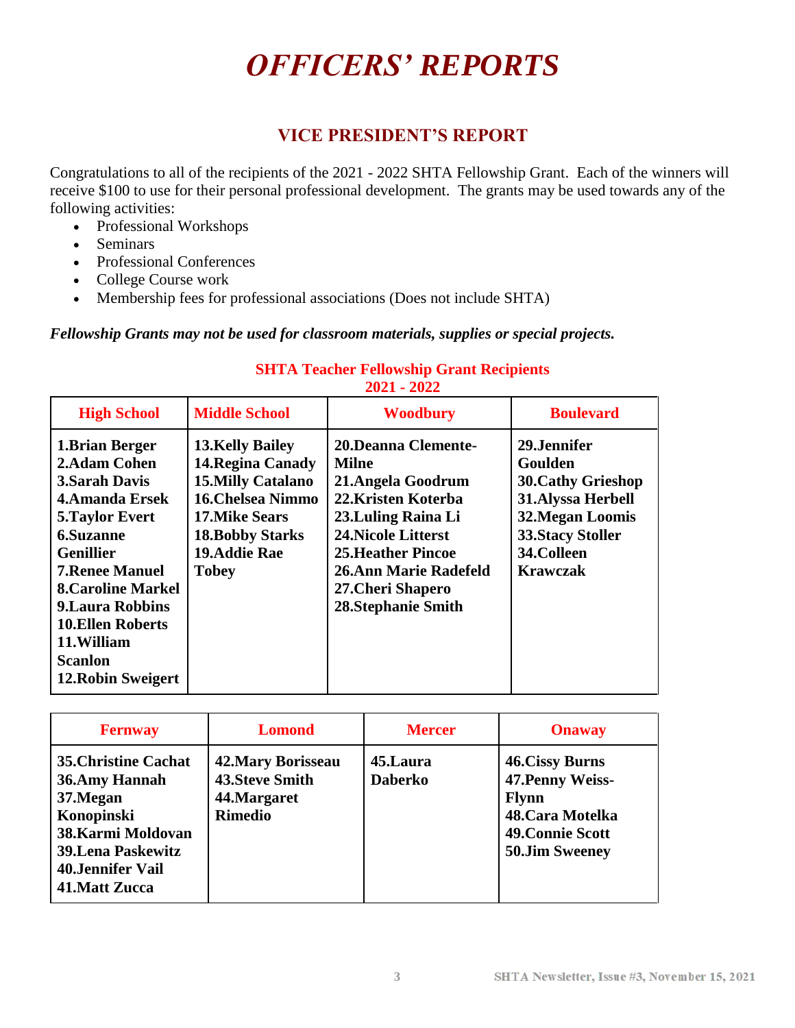# *OFFICERS' REPORTS*

## VICE PRESIDENT'S REPORT

Congratulations to all of the recipients of the 2021 - 2022 SHTA Fellowship Grant. Each of the winners will receive $100 to use for their personal professional development. The grants may be used towards any of the following activities:

- Professional Workshops
- Seminars
- Professional Conferences
- College Course work
- Membership fees for professional associations (Does not include SHTA)

***Fellowship Grants may not be used for classroom materials, supplies or special projects.***

### SHTA Teacher Fellowship Grant Recipients 2021 - 2022

| High School | Middle School | Woodbury | Boulevard |
|---|---|---|---|
| **1.Brian Berger**<br>**2.Adam Cohen**<br>**3.Sarah Davis**<br>**4.Amanda Ersek**<br>**5.Taylor Evert**<br>**6.Suzanne Genillier**<br>**7.Renee Manuel**<br>**8.Caroline Markel**<br>**9.Laura Robbins**<br>**10.Ellen Roberts**<br>**11.William Scanlon**<br>**12.Robin Sweigert** | **13.Kelly Bailey**<br>**14.Regina Canady**<br>**15.Milly Catalano**<br>**16.Chelsea Nimmo**<br>**17.Mike Sears**<br>**18.Bobby Starks**<br>**19.Addie Rae Tobey** | **20.Deanna Clemente-Milne**<br>**21.Angela Goodrum**<br>**22.Kristen Koterba**<br>**23.Luling Raina Li**<br>**24.Nicole Litterst**<br>**25.Heather Pincoe**<br>**26.Ann Marie Radefeld**<br>**27.Cheri Shapero**<br>**28.Stephanie Smith** | **29.Jennifer Goulden**<br>**30.Cathy Grieshop**<br>**31.Alyssa Herbell**<br>**32.Megan Loomis**<br>**33.Stacy Stoller**<br>**34.Colleen Krawczak** |

| Fernway | Lomond | Mercer | Onaway |
|---|---|---|---|
| **35.Christine Cachat**<br>**36.Amy Hannah**<br>**37.Megan Konopinski**<br>**38.Karmi Moldovan**<br>**39.Lena Paskewitz**<br>**40.Jennifer Vail**<br>**41.Matt Zucca** | **42.Mary Borisseau**<br>**43.Steve Smith**<br>**44.Margaret Rimedio** | **45.Laura Daberko** | **46.Cissy Burns**<br>**47.Penny Weiss-Flynn**<br>**48.Cara Motelka**<br>**49.Connie Scott**<br>**50.Jim Sweeney** |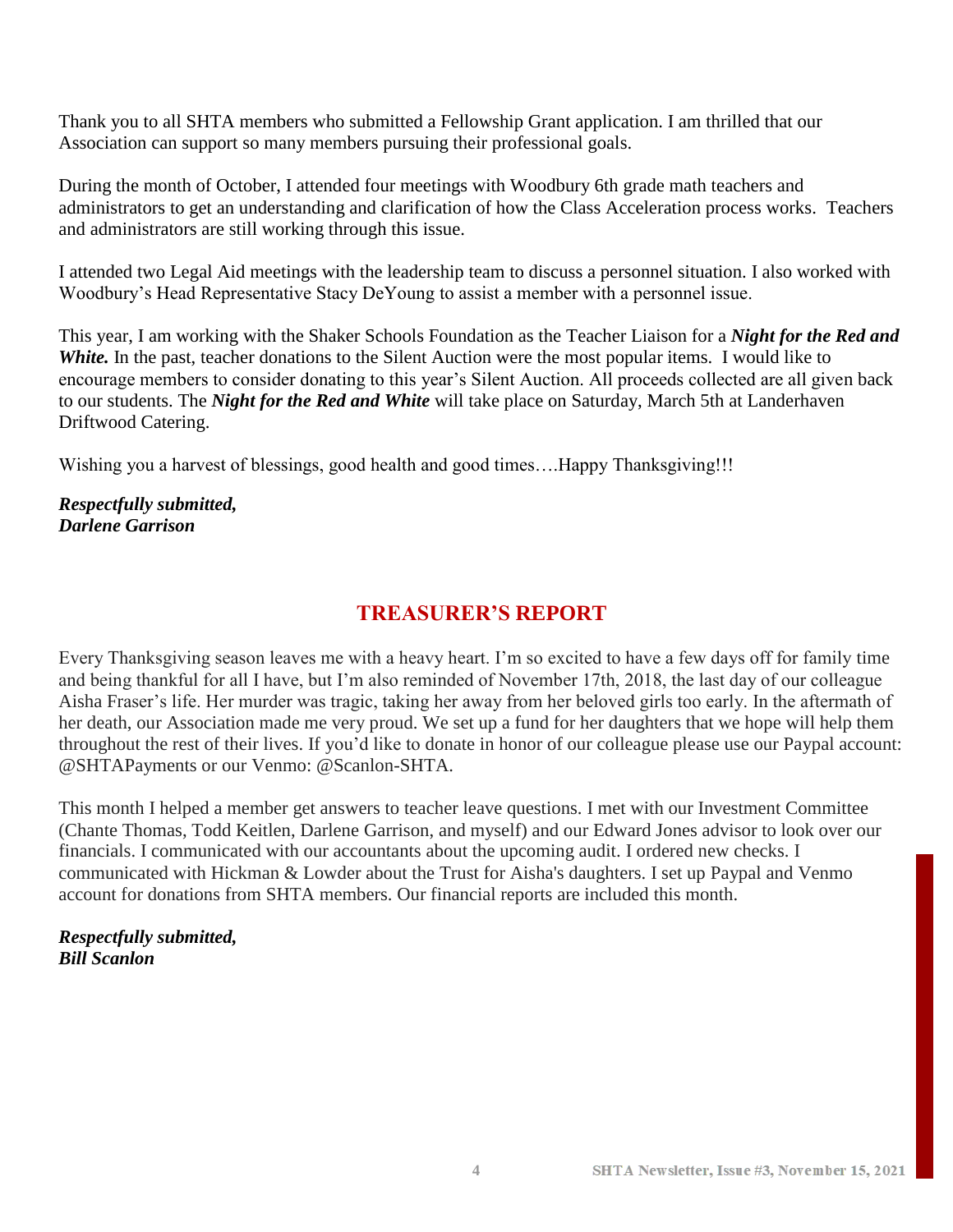Thank you to all SHTA members who submitted a Fellowship Grant application. I am thrilled that our Association can support so many members pursuing their professional goals.

During the month of October, I attended four meetings with Woodbury 6th grade math teachers and administrators to get an understanding and clarification of how the Class Acceleration process works. Teachers and administrators are still working through this issue.

I attended two Legal Aid meetings with the leadership team to discuss a personnel situation. I also worked with Woodbury's Head Representative Stacy DeYoung to assist a member with a personnel issue.

This year, I am working with the Shaker Schools Foundation as the Teacher Liaison for a ***Night for the Red and White.*** In the past, teacher donations to the Silent Auction were the most popular items. I would like to encourage members to consider donating to this year's Silent Auction. All proceeds collected are all given back to our students. The ***Night for the Red and White*** will take place on Saturday, March 5th at Landerhaven Driftwood Catering.

Wishing you a harvest of blessings, good health and good times….Happy Thanksgiving!!!

***Respectfully submitted,***
***Darlene Garrison***

## TREASURER'S REPORT

Every Thanksgiving season leaves me with a heavy heart. I'm so excited to have a few days off for family time and being thankful for all I have, but I'm also reminded of November 17th, 2018, the last day of our colleague Aisha Fraser's life. Her murder was tragic, taking her away from her beloved girls too early. In the aftermath of her death, our Association made me very proud. We set up a fund for her daughters that we hope will help them throughout the rest of their lives. If you'd like to donate in honor of our colleague please use our Paypal account: @SHTAPayments or our Venmo: @Scanlon-SHTA.

This month I helped a member get answers to teacher leave questions. I met with our Investment Committee (Chante Thomas, Todd Keitlen, Darlene Garrison, and myself) and our Edward Jones advisor to look over our financials. I communicated with our accountants about the upcoming audit. I ordered new checks. I communicated with Hickman & Lowder about the Trust for Aisha's daughters. I set up Paypal and Venmo account for donations from SHTA members. Our financial reports are included this month.

***Respectfully submitted,***
***Bill Scanlon***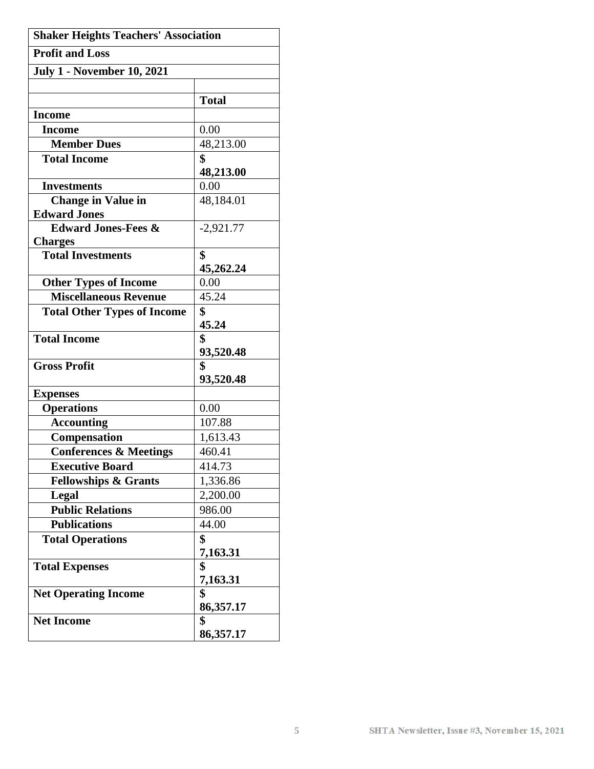| Shaker Heights Teachers' Association | |
|---|---|
| **Profit and Loss** | |
| **July 1 - November 10, 2021** | |
| | |
| | **Total** |
| **Income** | |
| **Income** | 0.00 |
| **Member Dues** | 48,213.00 |
| **Total Income** | **$ 48,213.00** |
| **Investments** | 0.00 |
| **Change in Value in Edward Jones** | 48,184.01 |
| **Edward Jones-Fees & Charges** | -2,921.77 |
| **Total Investments** | **$ 45,262.24** |
| **Other Types of Income** | 0.00 |
| **Miscellaneous Revenue** | 45.24 |
| **Total Other Types of Income** | **$ 45.24** |
| **Total Income** | **$ 93,520.48** |
| **Gross Profit** | **$ 93,520.48** |
| **Expenses** | |
| **Operations** | 0.00 |
| **Accounting** | 107.88 |
| **Compensation** | 1,613.43 |
| **Conferences & Meetings** | 460.41 |
| **Executive Board** | 414.73 |
| **Fellowships & Grants** | 1,336.86 |
| **Legal** | 2,200.00 |
| **Public Relations** | 986.00 |
| **Publications** | 44.00 |
| **Total Operations** | **$ 7,163.31** |
| **Total Expenses** | **$ 7,163.31** |
| **Net Operating Income** | **$ 86,357.17** |
| **Net Income** | **$ 86,357.17** |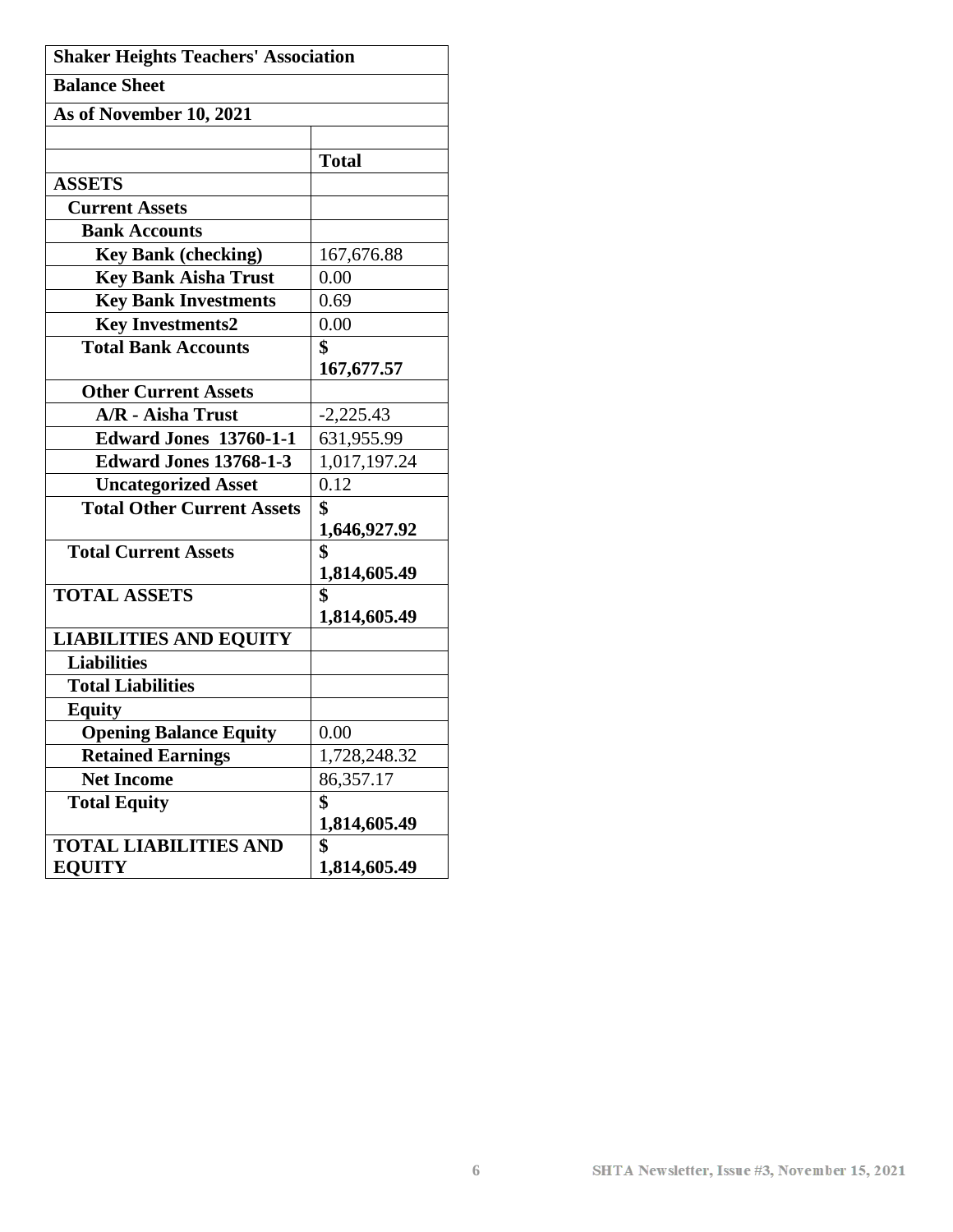| Shaker Heights Teachers' Association | |
|---|---|
| **Balance Sheet** | |
| **As of November 10, 2021** | |
| | |
| | **Total** |
| **ASSETS** | |
| **Current Assets** | |
| **Bank Accounts** | |
| **Key Bank (checking)** | 167,676.88 |
| **Key Bank Aisha Trust** | 0.00 |
| **Key Bank Investments** | 0.69 |
| **Key Investments2** | 0.00 |
| **Total Bank Accounts** | **$ 167,677.57** |
| **Other Current Assets** | |
| **A/R - Aisha Trust** | -2,225.43 |
| **Edward Jones 13760-1-1** | 631,955.99 |
| **Edward Jones 13768-1-3** | 1,017,197.24 |
| **Uncategorized Asset** | 0.12 |
| **Total Other Current Assets** | **$ 1,646,927.92** |
| **Total Current Assets** | **$ 1,814,605.49** |
| **TOTAL ASSETS** | **$ 1,814,605.49** |
| **LIABILITIES AND EQUITY** | |
| **Liabilities** | |
| **Total Liabilities** | |
| **Equity** | |
| **Opening Balance Equity** | 0.00 |
| **Retained Earnings** | 1,728,248.32 |
| **Net Income** | 86,357.17 |
| **Total Equity** | **$ 1,814,605.49** |
| **TOTAL LIABILITIES AND EQUITY** | **$ 1,814,605.49** |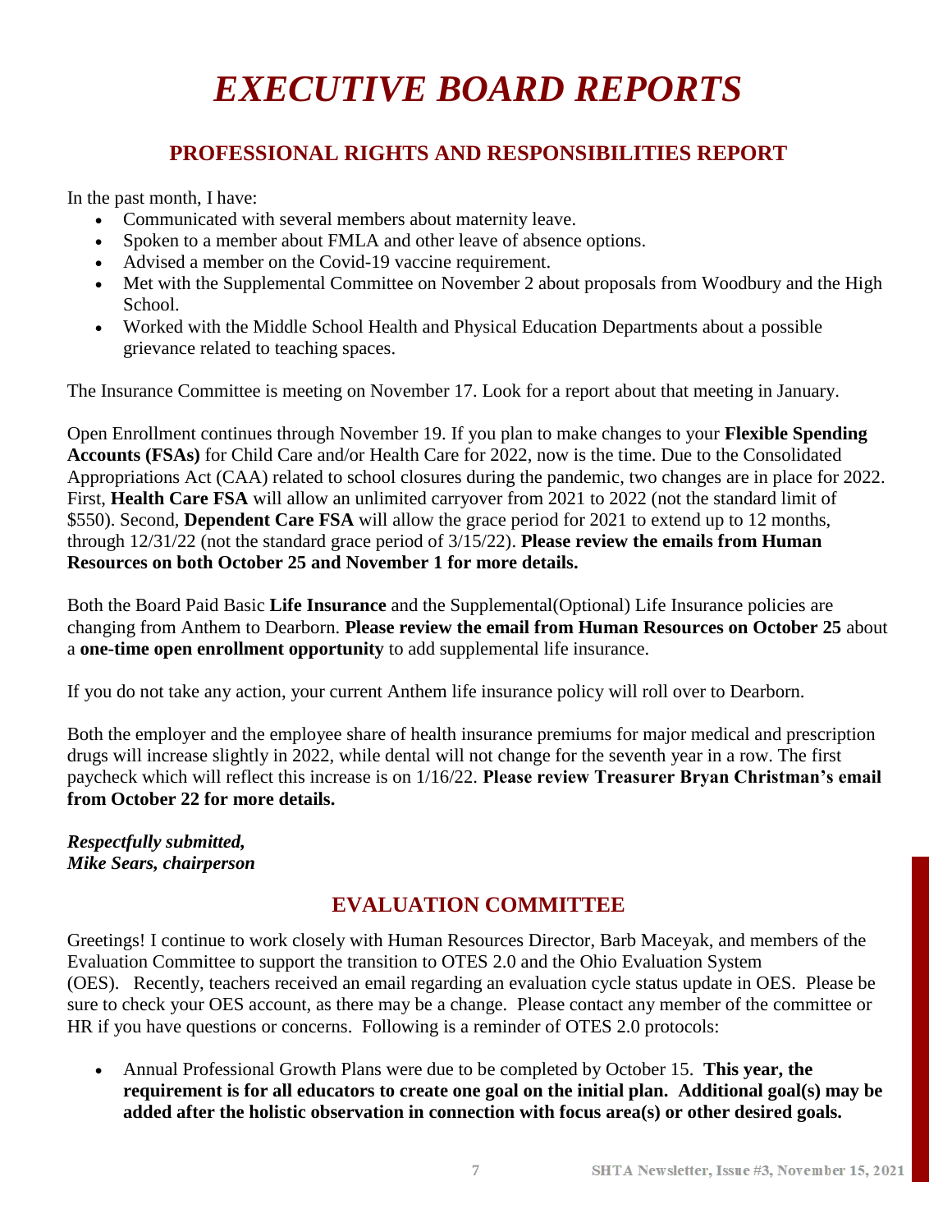# *EXECUTIVE BOARD REPORTS*

## PROFESSIONAL RIGHTS AND RESPONSIBILITIES REPORT

In the past month, I have:

- Communicated with several members about maternity leave.
- Spoken to a member about FMLA and other leave of absence options.
- Advised a member on the Covid-19 vaccine requirement.
- Met with the Supplemental Committee on November 2 about proposals from Woodbury and the High School.
- Worked with the Middle School Health and Physical Education Departments about a possible grievance related to teaching spaces.

The Insurance Committee is meeting on November 17. Look for a report about that meeting in January.

Open Enrollment continues through November 19. If you plan to make changes to your **Flexible Spending Accounts (FSAs)** for Child Care and/or Health Care for 2022, now is the time. Due to the Consolidated Appropriations Act (CAA) related to school closures during the pandemic, two changes are in place for 2022. First, **Health Care FSA** will allow an unlimited carryover from 2021 to 2022 (not the standard limit of $550). Second, **Dependent Care FSA** will allow the grace period for 2021 to extend up to 12 months, through 12/31/22 (not the standard grace period of 3/15/22). **Please review the emails from Human Resources on both October 25 and November 1 for more details.**

Both the Board Paid Basic **Life Insurance** and the Supplemental(Optional) Life Insurance policies are changing from Anthem to Dearborn. **Please review the email from Human Resources on October 25** about a **one-time open enrollment opportunity** to add supplemental life insurance.

If you do not take any action, your current Anthem life insurance policy will roll over to Dearborn.

Both the employer and the employee share of health insurance premiums for major medical and prescription drugs will increase slightly in 2022, while dental will not change for the seventh year in a row. The first paycheck which will reflect this increase is on 1/16/22. **Please review Treasurer Bryan Christman's email from October 22 for more details.**

***Respectfully submitted,***
***Mike Sears, chairperson***

## EVALUATION COMMITTEE

Greetings! I continue to work closely with Human Resources Director, Barb Maceyak, and members of the Evaluation Committee to support the transition to OTES 2.0 and the Ohio Evaluation System (OES). Recently, teachers received an email regarding an evaluation cycle status update in OES. Please be sure to check your OES account, as there may be a change. Please contact any member of the committee or HR if you have questions or concerns. Following is a reminder of OTES 2.0 protocols:

- Annual Professional Growth Plans were due to be completed by October 15. **This year, the requirement is for all educators to create one goal on the initial plan. Additional goal(s) may be added after the holistic observation in connection with focus area(s) or other desired goals.**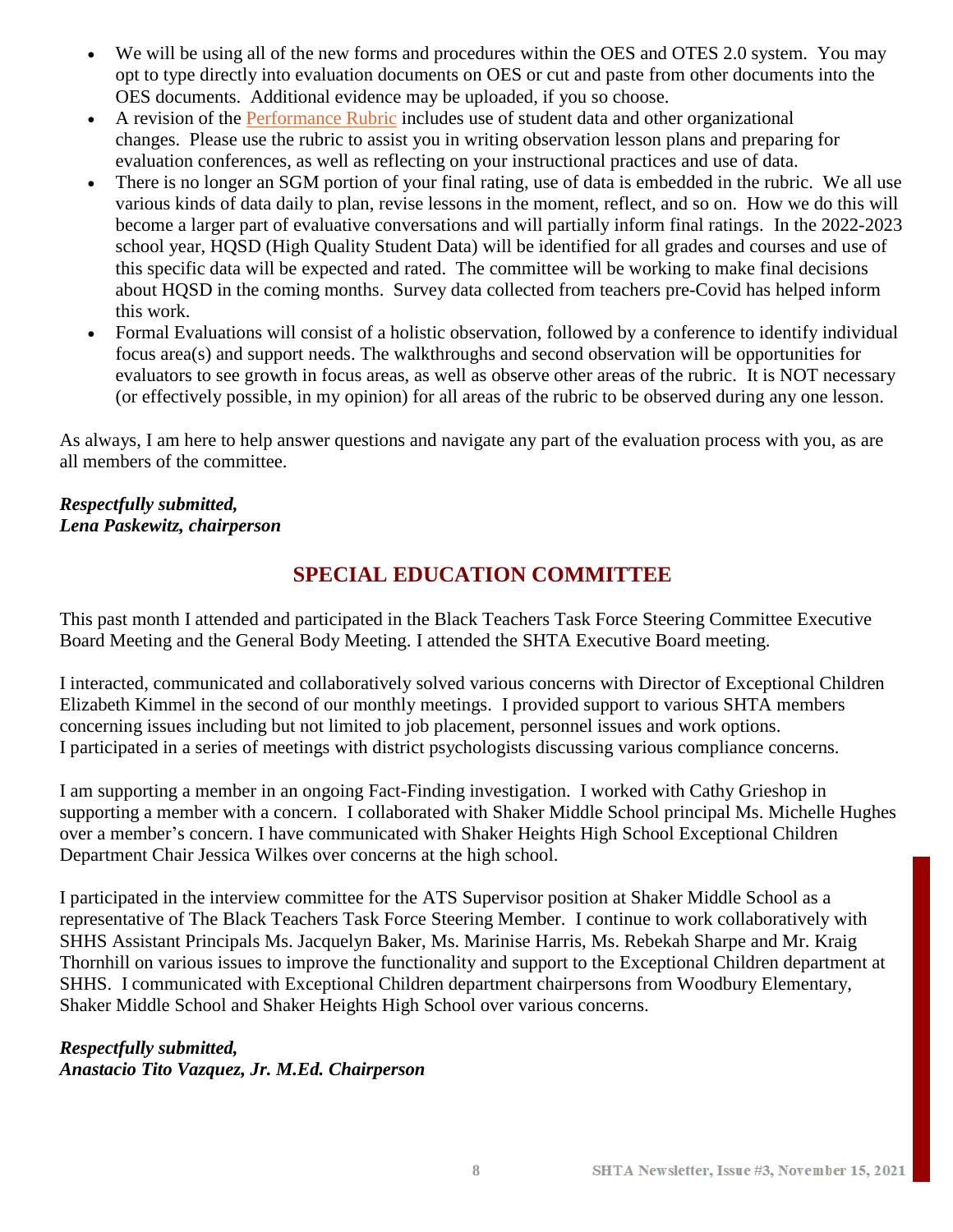- We will be using all of the new forms and procedures within the OES and OTES 2.0 system. You may opt to type directly into evaluation documents on OES or cut and paste from other documents into the OES documents. Additional evidence may be uploaded, if you so choose.
- A revision of the Performance Rubric includes use of student data and other organizational changes. Please use the rubric to assist you in writing observation lesson plans and preparing for evaluation conferences, as well as reflecting on your instructional practices and use of data.
- There is no longer an SGM portion of your final rating, use of data is embedded in the rubric. We all use various kinds of data daily to plan, revise lessons in the moment, reflect, and so on. How we do this will become a larger part of evaluative conversations and will partially inform final ratings. In the 2022-2023 school year, HQSD (High Quality Student Data) will be identified for all grades and courses and use of this specific data will be expected and rated. The committee will be working to make final decisions about HQSD in the coming months. Survey data collected from teachers pre-Covid has helped inform this work.
- Formal Evaluations will consist of a holistic observation, followed by a conference to identify individual focus area(s) and support needs. The walkthroughs and second observation will be opportunities for evaluators to see growth in focus areas, as well as observe other areas of the rubric. It is NOT necessary (or effectively possible, in my opinion) for all areas of the rubric to be observed during any one lesson.

As always, I am here to help answer questions and navigate any part of the evaluation process with you, as are all members of the committee.

***Respectfully submitted,***
***Lena Paskewitz, chairperson***

## SPECIAL EDUCATION COMMITTEE

This past month I attended and participated in the Black Teachers Task Force Steering Committee Executive Board Meeting and the General Body Meeting. I attended the SHTA Executive Board meeting.

I interacted, communicated and collaboratively solved various concerns with Director of Exceptional Children Elizabeth Kimmel in the second of our monthly meetings. I provided support to various SHTA members concerning issues including but not limited to job placement, personnel issues and work options. I participated in a series of meetings with district psychologists discussing various compliance concerns.

I am supporting a member in an ongoing Fact-Finding investigation. I worked with Cathy Grieshop in supporting a member with a concern. I collaborated with Shaker Middle School principal Ms. Michelle Hughes over a member's concern. I have communicated with Shaker Heights High School Exceptional Children Department Chair Jessica Wilkes over concerns at the high school.

I participated in the interview committee for the ATS Supervisor position at Shaker Middle School as a representative of The Black Teachers Task Force Steering Member. I continue to work collaboratively with SHHS Assistant Principals Ms. Jacquelyn Baker, Ms. Marinise Harris, Ms. Rebekah Sharpe and Mr. Kraig Thornhill on various issues to improve the functionality and support to the Exceptional Children department at SHHS. I communicated with Exceptional Children department chairpersons from Woodbury Elementary, Shaker Middle School and Shaker Heights High School over various concerns.

***Respectfully submitted,***
***Anastacio Tito Vazquez, Jr. M.Ed. Chairperson***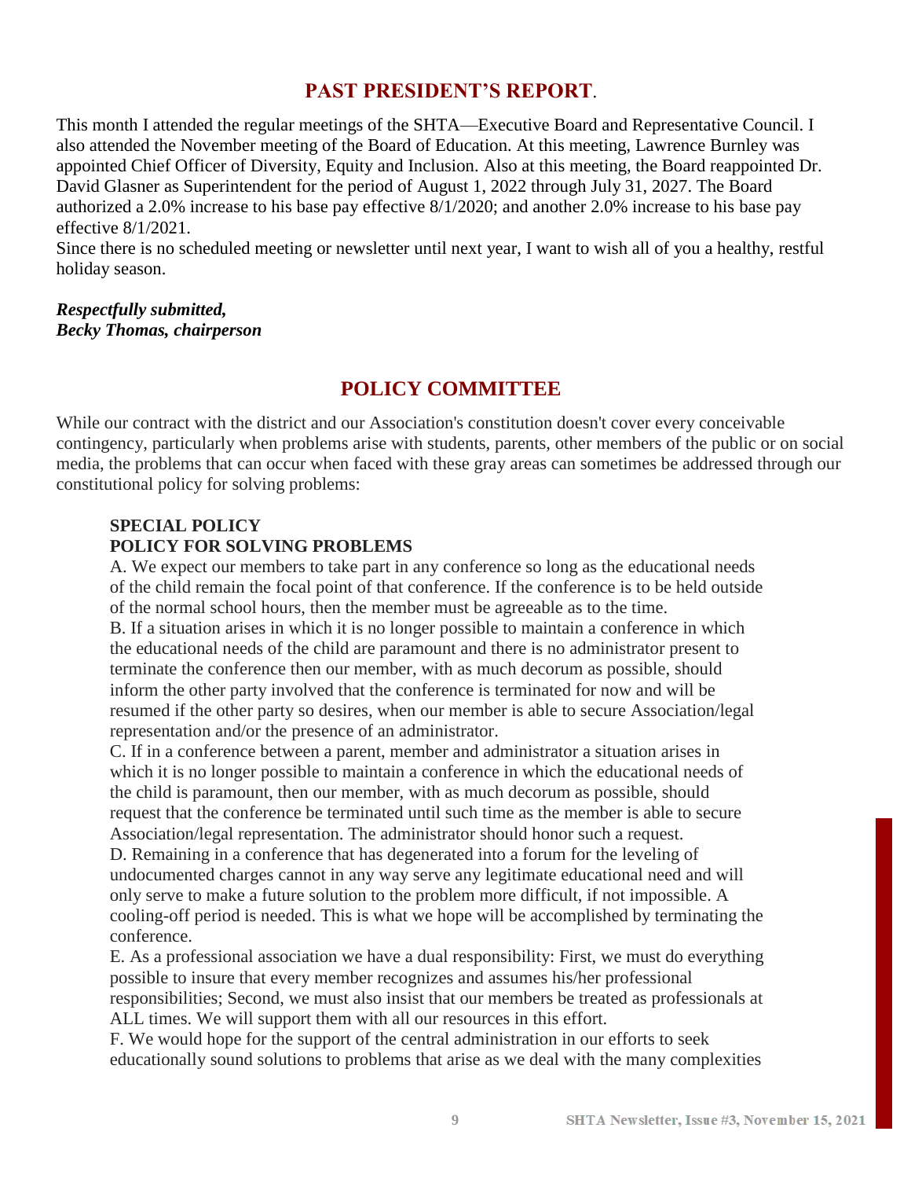## PAST PRESIDENT'S REPORT.

This month I attended the regular meetings of the SHTA—Executive Board and Representative Council. I also attended the November meeting of the Board of Education. At this meeting, Lawrence Burnley was appointed Chief Officer of Diversity, Equity and Inclusion. Also at this meeting, the Board reappointed Dr. David Glasner as Superintendent for the period of August 1, 2022 through July 31, 2027. The Board authorized a 2.0% increase to his base pay effective 8/1/2020; and another 2.0% increase to his base pay effective 8/1/2021.

Since there is no scheduled meeting or newsletter until next year, I want to wish all of you a healthy, restful holiday season.

***Respectfully submitted,***
***Becky Thomas, chairperson***

## POLICY COMMITTEE

While our contract with the district and our Association's constitution doesn't cover every conceivable contingency, particularly when problems arise with students, parents, other members of the public or on social media, the problems that can occur when faced with these gray areas can sometimes be addressed through our constitutional policy for solving problems:

**SPECIAL POLICY**
**POLICY FOR SOLVING PROBLEMS**

A. We expect our members to take part in any conference so long as the educational needs of the child remain the focal point of that conference. If the conference is to be held outside of the normal school hours, then the member must be agreeable as to the time.

B. If a situation arises in which it is no longer possible to maintain a conference in which the educational needs of the child are paramount and there is no administrator present to terminate the conference then our member, with as much decorum as possible, should inform the other party involved that the conference is terminated for now and will be resumed if the other party so desires, when our member is able to secure Association/legal representation and/or the presence of an administrator.

C. If in a conference between a parent, member and administrator a situation arises in which it is no longer possible to maintain a conference in which the educational needs of the child is paramount, then our member, with as much decorum as possible, should request that the conference be terminated until such time as the member is able to secure Association/legal representation. The administrator should honor such a request.

D. Remaining in a conference that has degenerated into a forum for the leveling of undocumented charges cannot in any way serve any legitimate educational need and will only serve to make a future solution to the problem more difficult, if not impossible. A cooling-off period is needed. This is what we hope will be accomplished by terminating the conference.

E. As a professional association we have a dual responsibility: First, we must do everything possible to insure that every member recognizes and assumes his/her professional responsibilities; Second, we must also insist that our members be treated as professionals at ALL times. We will support them with all our resources in this effort.

F. We would hope for the support of the central administration in our efforts to seek educationally sound solutions to problems that arise as we deal with the many complexities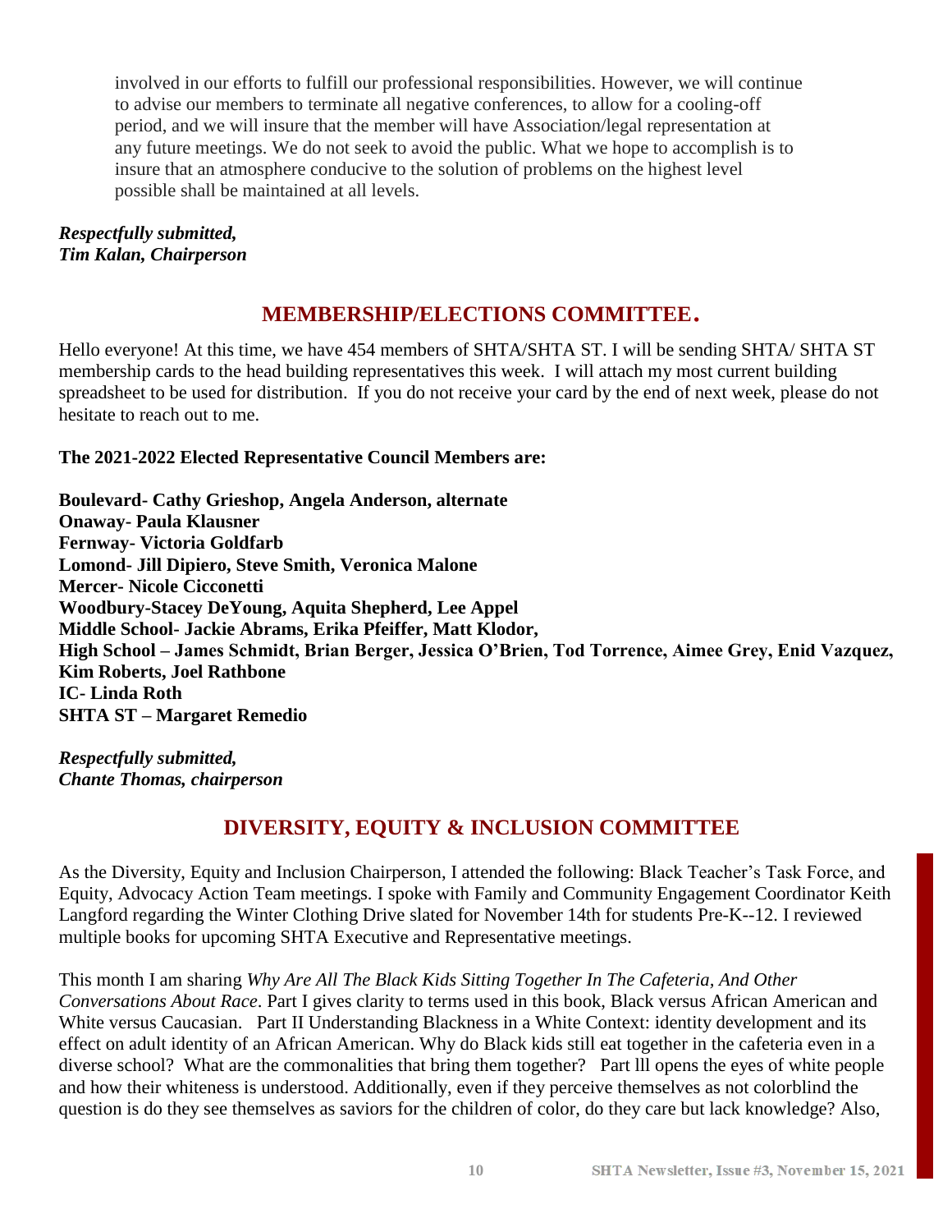involved in our efforts to fulfill our professional responsibilities. However, we will continue to advise our members to terminate all negative conferences, to allow for a cooling-off period, and we will insure that the member will have Association/legal representation at any future meetings. We do not seek to avoid the public. What we hope to accomplish is to insure that an atmosphere conducive to the solution of problems on the highest level possible shall be maintained at all levels.

***Respectfully submitted,***
***Tim Kalan, Chairperson***

## MEMBERSHIP/ELECTIONS COMMITTEE.

Hello everyone! At this time, we have 454 members of SHTA/SHTA ST. I will be sending SHTA/ SHTA ST membership cards to the head building representatives this week. I will attach my most current building spreadsheet to be used for distribution. If you do not receive your card by the end of next week, please do not hesitate to reach out to me.

**The 2021-2022 Elected Representative Council Members are:**

**Boulevard- Cathy Grieshop, Angela Anderson, alternate**
**Onaway- Paula Klausner**
**Fernway- Victoria Goldfarb**
**Lomond- Jill Dipiero, Steve Smith, Veronica Malone**
**Mercer- Nicole Cicconetti**
**Woodbury-Stacey DeYoung, Aquita Shepherd, Lee Appel**
**Middle School- Jackie Abrams, Erika Pfeiffer, Matt Klodor,**
**High School – James Schmidt, Brian Berger, Jessica O'Brien, Tod Torrence, Aimee Grey, Enid Vazquez, Kim Roberts, Joel Rathbone**
**IC- Linda Roth**
**SHTA ST – Margaret Remedio**

***Respectfully submitted,***
***Chante Thomas, chairperson***

## DIVERSITY, EQUITY & INCLUSION COMMITTEE

As the Diversity, Equity and Inclusion Chairperson, I attended the following: Black Teacher's Task Force, and Equity, Advocacy Action Team meetings. I spoke with Family and Community Engagement Coordinator Keith Langford regarding the Winter Clothing Drive slated for November 14th for students Pre-K--12. I reviewed multiple books for upcoming SHTA Executive and Representative meetings.

This month I am sharing *Why Are All The Black Kids Sitting Together In The Cafeteria, And Other Conversations About Race*. Part I gives clarity to terms used in this book, Black versus African American and White versus Caucasian. Part II Understanding Blackness in a White Context: identity development and its effect on adult identity of an African American. Why do Black kids still eat together in the cafeteria even in a diverse school? What are the commonalities that bring them together? Part lll opens the eyes of white people and how their whiteness is understood. Additionally, even if they perceive themselves as not colorblind the question is do they see themselves as saviors for the children of color, do they care but lack knowledge? Also,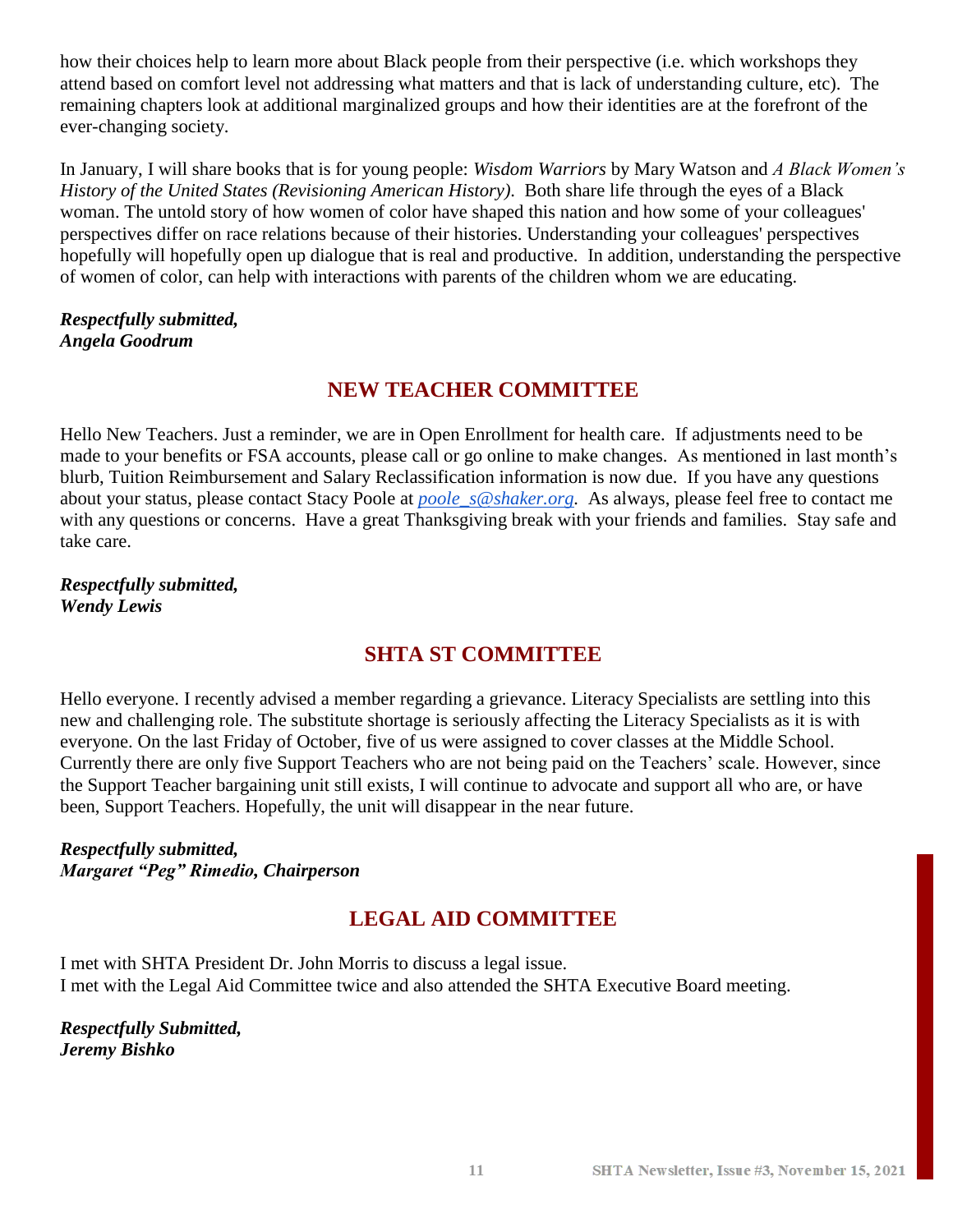how their choices help to learn more about Black people from their perspective (i.e. which workshops they attend based on comfort level not addressing what matters and that is lack of understanding culture, etc). The remaining chapters look at additional marginalized groups and how their identities are at the forefront of the ever-changing society.

In January, I will share books that is for young people: *Wisdom Warriors* by Mary Watson and *A Black Women's History of the United States (Revisioning American History).* Both share life through the eyes of a Black woman. The untold story of how women of color have shaped this nation and how some of your colleagues' perspectives differ on race relations because of their histories. Understanding your colleagues' perspectives hopefully will hopefully open up dialogue that is real and productive. In addition, understanding the perspective of women of color, can help with interactions with parents of the children whom we are educating.

***Respectfully submitted,***
***Angela Goodrum***

## NEW TEACHER COMMITTEE

Hello New Teachers. Just a reminder, we are in Open Enrollment for health care. If adjustments need to be made to your benefits or FSA accounts, please call or go online to make changes. As mentioned in last month's blurb, Tuition Reimbursement and Salary Reclassification information is now due. If you have any questions about your status, please contact Stacy Poole at *poole_s@shaker.org*. As always, please feel free to contact me with any questions or concerns. Have a great Thanksgiving break with your friends and families. Stay safe and take care.

***Respectfully submitted,***
***Wendy Lewis***

## SHTA ST COMMITTEE

Hello everyone. I recently advised a member regarding a grievance. Literacy Specialists are settling into this new and challenging role. The substitute shortage is seriously affecting the Literacy Specialists as it is with everyone. On the last Friday of October, five of us were assigned to cover classes at the Middle School. Currently there are only five Support Teachers who are not being paid on the Teachers' scale. However, since the Support Teacher bargaining unit still exists, I will continue to advocate and support all who are, or have been, Support Teachers. Hopefully, the unit will disappear in the near future.

***Respectfully submitted,***
***Margaret "Peg" Rimedio, Chairperson***

## LEGAL AID COMMITTEE

I met with SHTA President Dr. John Morris to discuss a legal issue.
I met with the Legal Aid Committee twice and also attended the SHTA Executive Board meeting.

***Respectfully Submitted,***
***Jeremy Bishko***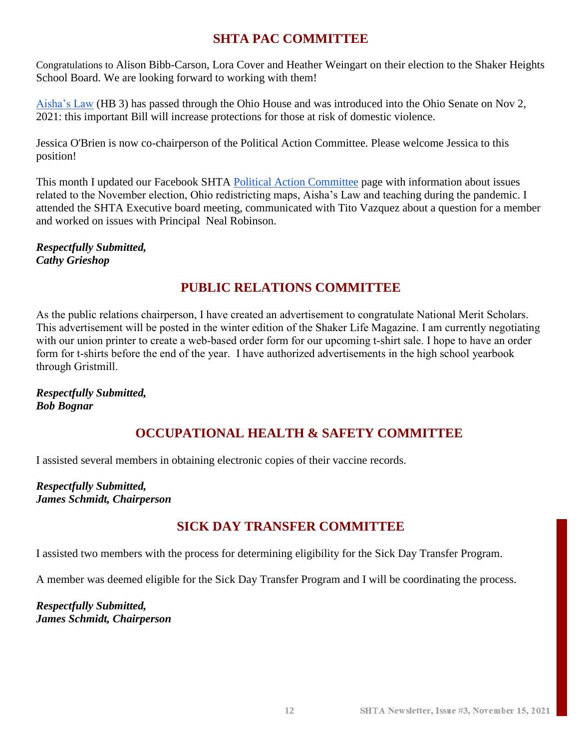## SHTA PAC COMMITTEE

Congratulations to Alison Bibb-Carson, Lora Cover and Heather Weingart on their election to the Shaker Heights School Board. We are looking forward to working with them!

Aisha's Law (HB 3) has passed through the Ohio House and was introduced into the Ohio Senate on Nov 2, 2021: this important Bill will increase protections for those at risk of domestic violence.

Jessica O'Brien is now co-chairperson of the Political Action Committee. Please welcome Jessica to this position!

This month I updated our Facebook SHTA Political Action Committee page with information about issues related to the November election, Ohio redistricting maps, Aisha's Law and teaching during the pandemic. I attended the SHTA Executive board meeting, communicated with Tito Vazquez about a question for a member and worked on issues with Principal Neal Robinson.

***Respectfully Submitted,***
***Cathy Grieshop***

## PUBLIC RELATIONS COMMITTEE

As the public relations chairperson, I have created an advertisement to congratulate National Merit Scholars. This advertisement will be posted in the winter edition of the Shaker Life Magazine. I am currently negotiating with our union printer to create a web-based order form for our upcoming t-shirt sale. I hope to have an order form for t-shirts before the end of the year. I have authorized advertisements in the high school yearbook through Gristmill.

***Respectfully Submitted,***
***Bob Bognar***

## OCCUPATIONAL HEALTH & SAFETY COMMITTEE

I assisted several members in obtaining electronic copies of their vaccine records.

***Respectfully Submitted,***
***James Schmidt, Chairperson***

## SICK DAY TRANSFER COMMITTEE

I assisted two members with the process for determining eligibility for the Sick Day Transfer Program.

A member was deemed eligible for the Sick Day Transfer Program and I will be coordinating the process.

***Respectfully Submitted,***
***James Schmidt, Chairperson***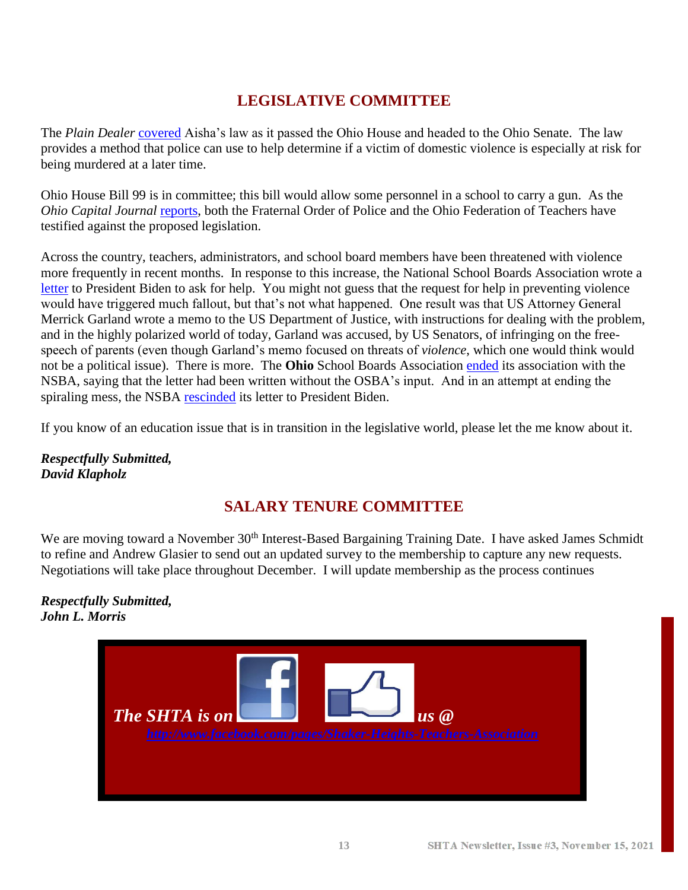## LEGISLATIVE COMMITTEE

The *Plain Dealer* covered Aisha's law as it passed the Ohio House and headed to the Ohio Senate. The law provides a method that police can use to help determine if a victim of domestic violence is especially at risk for being murdered at a later time.

Ohio House Bill 99 is in committee; this bill would allow some personnel in a school to carry a gun. As the *Ohio Capital Journal* reports, both the Fraternal Order of Police and the Ohio Federation of Teachers have testified against the proposed legislation.

Across the country, teachers, administrators, and school board members have been threatened with violence more frequently in recent months. In response to this increase, the National School Boards Association wrote a letter to President Biden to ask for help. You might not guess that the request for help in preventing violence would have triggered much fallout, but that's not what happened. One result was that US Attorney General Merrick Garland wrote a memo to the US Department of Justice, with instructions for dealing with the problem, and in the highly polarized world of today, Garland was accused, by US Senators, of infringing on the free-speech of parents (even though Garland's memo focused on threats of *violence*, which one would think would not be a political issue). There is more. The **Ohio** School Boards Association ended its association with the NSBA, saying that the letter had been written without the OSBA's input. And in an attempt at ending the spiraling mess, the NSBA rescinded its letter to President Biden.

If you know of an education issue that is in transition in the legislative world, please let the me know about it.

***Respectfully Submitted,***
***David Klapholz***

## SALARY TENURE COMMITTEE

We are moving toward a November 30th Interest-Based Bargaining Training Date. I have asked James Schmidt to refine and Andrew Glasier to send out an updated survey to the membership to capture any new requests. Negotiations will take place throughout December. I will update membership as the process continues

***Respectfully Submitted,***
***John L. Morris***

***The SHTA is on*** ***us @***
http://www.facebook.com/pages/Shaker-Heights-Teachers-Association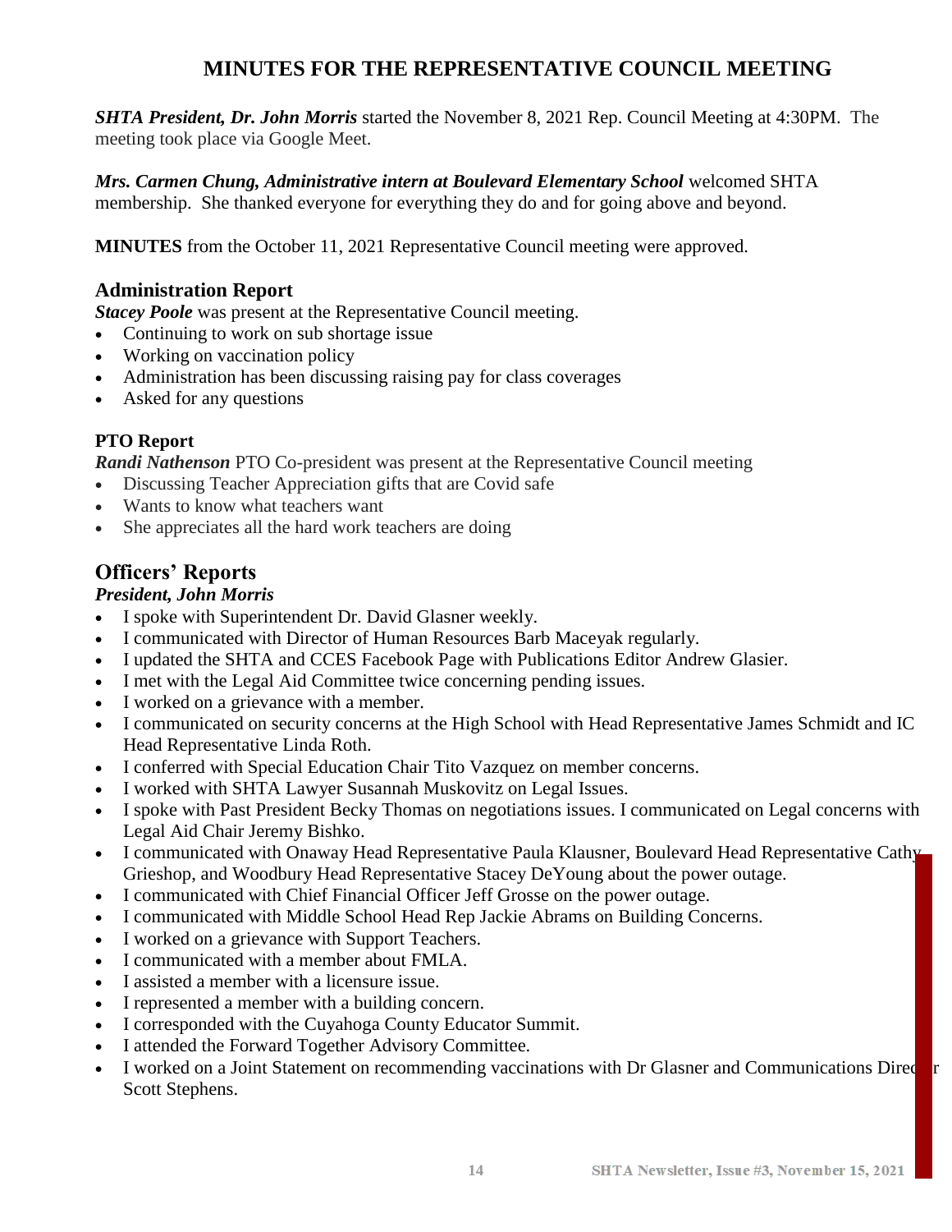# MINUTES FOR THE REPRESENTATIVE COUNCIL MEETING

***SHTA President, Dr. John Morris*** started the November 8, 2021 Rep. Council Meeting at 4:30PM. The meeting took place via Google Meet.

***Mrs. Carmen Chung, Administrative intern at Boulevard Elementary School*** welcomed SHTA membership. She thanked everyone for everything they do and for going above and beyond.

**MINUTES** from the October 11, 2021 Representative Council meeting were approved.

### Administration Report

***Stacey Poole*** was present at the Representative Council meeting.

- Continuing to work on sub shortage issue
- Working on vaccination policy
- Administration has been discussing raising pay for class coverages
- Asked for any questions

#### PTO Report

***Randi Nathenson*** PTO Co-president was present at the Representative Council meeting

- Discussing Teacher Appreciation gifts that are Covid safe
- Wants to know what teachers want
- She appreciates all the hard work teachers are doing

## Officers' Reports

***President, John Morris***

- I spoke with Superintendent Dr. David Glasner weekly.
- I communicated with Director of Human Resources Barb Maceyak regularly.
- I updated the SHTA and CCES Facebook Page with Publications Editor Andrew Glasier.
- I met with the Legal Aid Committee twice concerning pending issues.
- I worked on a grievance with a member.
- I communicated on security concerns at the High School with Head Representative James Schmidt and IC Head Representative Linda Roth.
- I conferred with Special Education Chair Tito Vazquez on member concerns.
- I worked with SHTA Lawyer Susannah Muskovitz on Legal Issues.
- I spoke with Past President Becky Thomas on negotiations issues. I communicated on Legal concerns with Legal Aid Chair Jeremy Bishko.
- I communicated with Onaway Head Representative Paula Klausner, Boulevard Head Representative Cathy Grieshop, and Woodbury Head Representative Stacey DeYoung about the power outage.
- I communicated with Chief Financial Officer Jeff Grosse on the power outage.
- I communicated with Middle School Head Rep Jackie Abrams on Building Concerns.
- I worked on a grievance with Support Teachers.
- I communicated with a member about FMLA.
- I assisted a member with a licensure issue.
- I represented a member with a building concern.
- I corresponded with the Cuyahoga County Educator Summit.
- I attended the Forward Together Advisory Committee.
- I worked on a Joint Statement on recommending vaccinations with Dr Glasner and Communications Director Scott Stephens.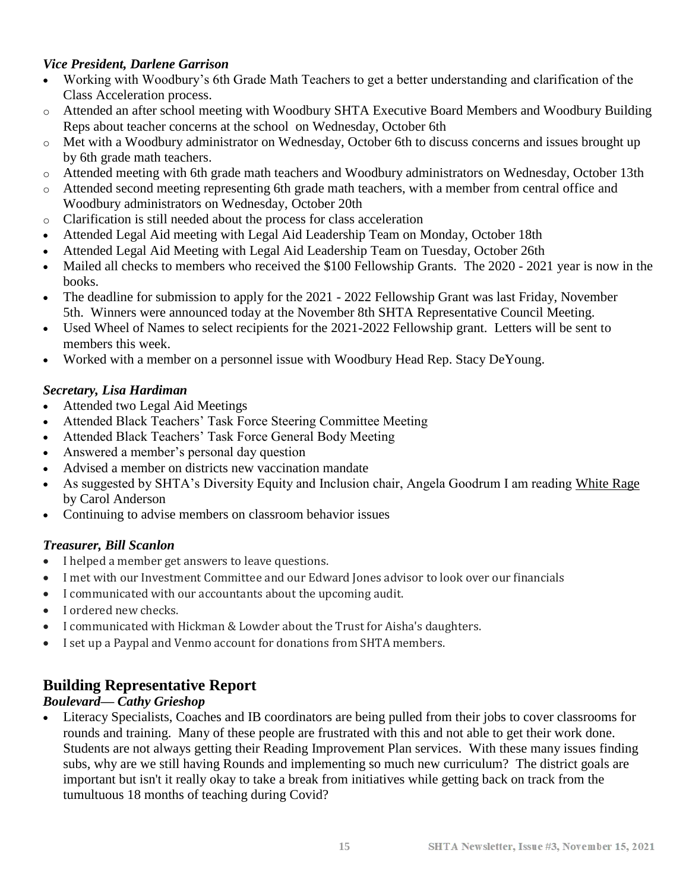### *Vice President, Darlene Garrison*

- Working with Woodbury's 6th Grade Math Teachers to get a better understanding and clarification of the Class Acceleration process.
  - Attended an after school meeting with Woodbury SHTA Executive Board Members and Woodbury Building Reps about teacher concerns at the school on Wednesday, October 6th
  - Met with a Woodbury administrator on Wednesday, October 6th to discuss concerns and issues brought up by 6th grade math teachers.
  - Attended meeting with 6th grade math teachers and Woodbury administrators on Wednesday, October 13th
  - Attended second meeting representing 6th grade math teachers, with a member from central office and Woodbury administrators on Wednesday, October 20th
  - Clarification is still needed about the process for class acceleration
- Attended Legal Aid meeting with Legal Aid Leadership Team on Monday, October 18th
- Attended Legal Aid Meeting with Legal Aid Leadership Team on Tuesday, October 26th
- Mailed all checks to members who received the $100 Fellowship Grants. The 2020 - 2021 year is now in the books.
- The deadline for submission to apply for the 2021 - 2022 Fellowship Grant was last Friday, November 5th. Winners were announced today at the November 8th SHTA Representative Council Meeting.
- Used Wheel of Names to select recipients for the 2021-2022 Fellowship grant. Letters will be sent to members this week.
- Worked with a member on a personnel issue with Woodbury Head Rep. Stacy DeYoung.

### *Secretary, Lisa Hardiman*

- Attended two Legal Aid Meetings
- Attended Black Teachers' Task Force Steering Committee Meeting
- Attended Black Teachers' Task Force General Body Meeting
- Answered a member's personal day question
- Advised a member on districts new vaccination mandate
- As suggested by SHTA's Diversity Equity and Inclusion chair, Angela Goodrum I am reading White Rage by Carol Anderson
- Continuing to advise members on classroom behavior issues

### *Treasurer, Bill Scanlon*

- I helped a member get answers to leave questions.
- I met with our Investment Committee and our Edward Jones advisor to look over our financials
- I communicated with our accountants about the upcoming audit.
- I ordered new checks.
- I communicated with Hickman & Lowder about the Trust for Aisha's daughters.
- I set up a Paypal and Venmo account for donations from SHTA members.

## Building Representative Report

### *Boulevard— Cathy Grieshop*

- Literacy Specialists, Coaches and IB coordinators are being pulled from their jobs to cover classrooms for rounds and training. Many of these people are frustrated with this and not able to get their work done. Students are not always getting their Reading Improvement Plan services. With these many issues finding subs, why are we still having Rounds and implementing so much new curriculum? The district goals are important but isn't it really okay to take a break from initiatives while getting back on track from the tumultuous 18 months of teaching during Covid?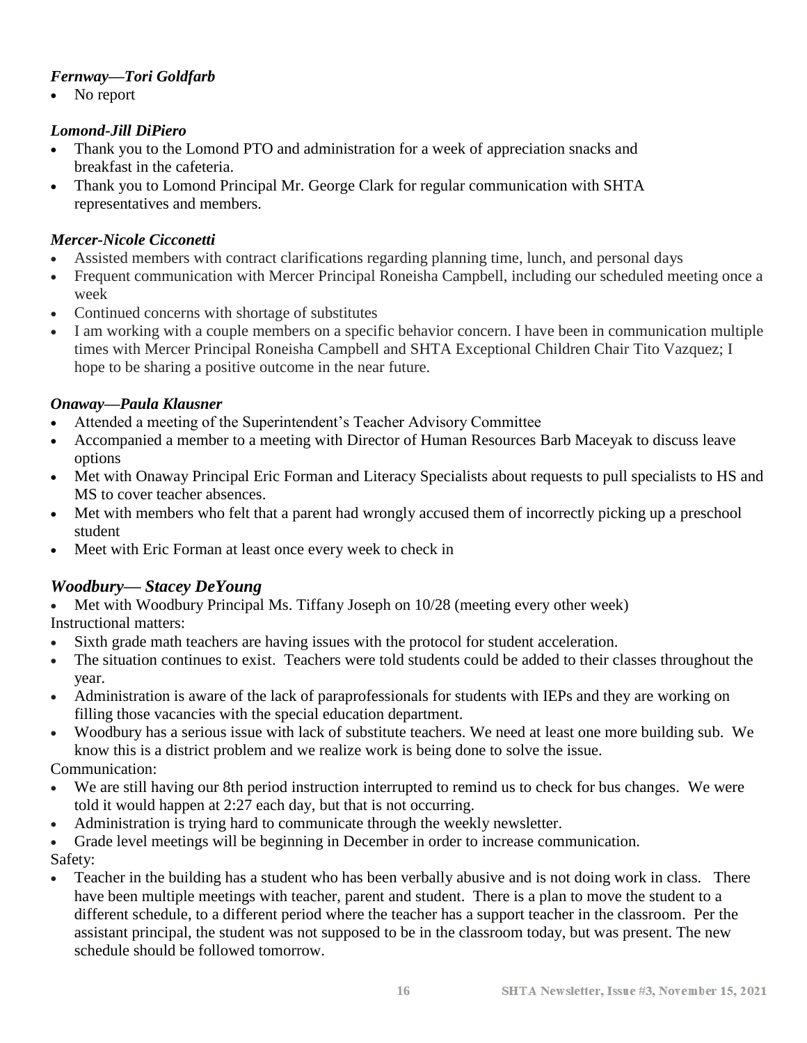### *Fernway—Tori Goldfarb*

- No report

### *Lomond-Jill DiPiero*

- Thank you to the Lomond PTO and administration for a week of appreciation snacks and breakfast in the cafeteria.
- Thank you to Lomond Principal Mr. George Clark for regular communication with SHTA representatives and members.

### *Mercer-Nicole Cicconetti*

- Assisted members with contract clarifications regarding planning time, lunch, and personal days
- Frequent communication with Mercer Principal Roneisha Campbell, including our scheduled meeting once a week
- Continued concerns with shortage of substitutes
- I am working with a couple members on a specific behavior concern. I have been in communication multiple times with Mercer Principal Roneisha Campbell and SHTA Exceptional Children Chair Tito Vazquez; I hope to be sharing a positive outcome in the near future.

### *Onaway—Paula Klausner*

- Attended a meeting of the Superintendent's Teacher Advisory Committee
- Accompanied a member to a meeting with Director of Human Resources Barb Maceyak to discuss leave options
- Met with Onaway Principal Eric Forman and Literacy Specialists about requests to pull specialists to HS and MS to cover teacher absences.
- Met with members who felt that a parent had wrongly accused them of incorrectly picking up a preschool student
- Meet with Eric Forman at least once every week to check in

### *Woodbury— Stacey DeYoung*

- Met with Woodbury Principal Ms. Tiffany Joseph on 10/28 (meeting every other week)

Instructional matters:

- Sixth grade math teachers are having issues with the protocol for student acceleration.
- The situation continues to exist. Teachers were told students could be added to their classes throughout the year.
- Administration is aware of the lack of paraprofessionals for students with IEPs and they are working on filling those vacancies with the special education department.
- Woodbury has a serious issue with lack of substitute teachers. We need at least one more building sub. We know this is a district problem and we realize work is being done to solve the issue.

Communication:

- We are still having our 8th period instruction interrupted to remind us to check for bus changes. We were told it would happen at 2:27 each day, but that is not occurring.
- Administration is trying hard to communicate through the weekly newsletter.
- Grade level meetings will be beginning in December in order to increase communication.

Safety:

- Teacher in the building has a student who has been verbally abusive and is not doing work in class. There have been multiple meetings with teacher, parent and student. There is a plan to move the student to a different schedule, to a different period where the teacher has a support teacher in the classroom. Per the assistant principal, the student was not supposed to be in the classroom today, but was present. The new schedule should be followed tomorrow.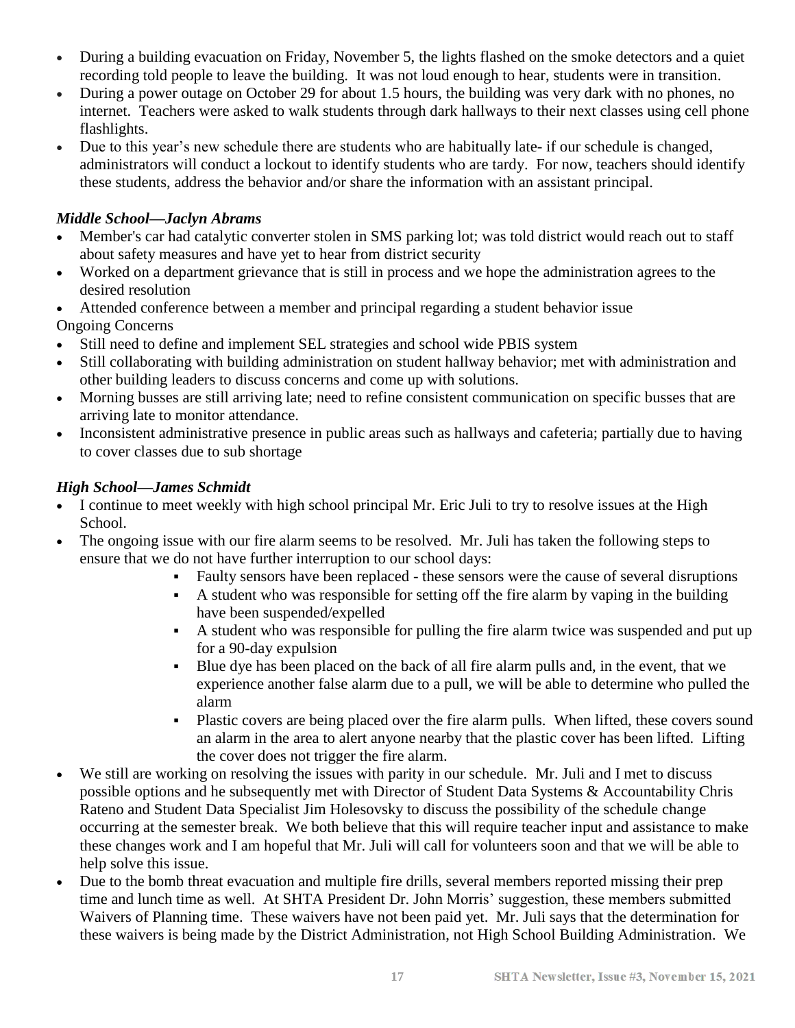- During a building evacuation on Friday, November 5, the lights flashed on the smoke detectors and a quiet recording told people to leave the building. It was not loud enough to hear, students were in transition.
- During a power outage on October 29 for about 1.5 hours, the building was very dark with no phones, no internet. Teachers were asked to walk students through dark hallways to their next classes using cell phone flashlights.
- Due to this year's new schedule there are students who are habitually late- if our schedule is changed, administrators will conduct a lockout to identify students who are tardy. For now, teachers should identify these students, address the behavior and/or share the information with an assistant principal.

### *Middle School—Jaclyn Abrams*

- Member's car had catalytic converter stolen in SMS parking lot; was told district would reach out to staff about safety measures and have yet to hear from district security
- Worked on a department grievance that is still in process and we hope the administration agrees to the desired resolution
- Attended conference between a member and principal regarding a student behavior issue

Ongoing Concerns

- Still need to define and implement SEL strategies and school wide PBIS system
- Still collaborating with building administration on student hallway behavior; met with administration and other building leaders to discuss concerns and come up with solutions.
- Morning busses are still arriving late; need to refine consistent communication on specific busses that are arriving late to monitor attendance.
- Inconsistent administrative presence in public areas such as hallways and cafeteria; partially due to having to cover classes due to sub shortage

### *High School—James Schmidt*

- I continue to meet weekly with high school principal Mr. Eric Juli to try to resolve issues at the High School.
- The ongoing issue with our fire alarm seems to be resolved. Mr. Juli has taken the following steps to ensure that we do not have further interruption to our school days:
  - Faulty sensors have been replaced - these sensors were the cause of several disruptions
  - A student who was responsible for setting off the fire alarm by vaping in the building have been suspended/expelled
  - A student who was responsible for pulling the fire alarm twice was suspended and put up for a 90-day expulsion
  - Blue dye has been placed on the back of all fire alarm pulls and, in the event, that we experience another false alarm due to a pull, we will be able to determine who pulled the alarm
  - Plastic covers are being placed over the fire alarm pulls. When lifted, these covers sound an alarm in the area to alert anyone nearby that the plastic cover has been lifted. Lifting the cover does not trigger the fire alarm.
- We still are working on resolving the issues with parity in our schedule. Mr. Juli and I met to discuss possible options and he subsequently met with Director of Student Data Systems & Accountability Chris Rateno and Student Data Specialist Jim Holesovsky to discuss the possibility of the schedule change occurring at the semester break. We both believe that this will require teacher input and assistance to make these changes work and I am hopeful that Mr. Juli will call for volunteers soon and that we will be able to help solve this issue.
- Due to the bomb threat evacuation and multiple fire drills, several members reported missing their prep time and lunch time as well. At SHTA President Dr. John Morris' suggestion, these members submitted Waivers of Planning time. These waivers have not been paid yet. Mr. Juli says that the determination for these waivers is being made by the District Administration, not High School Building Administration. We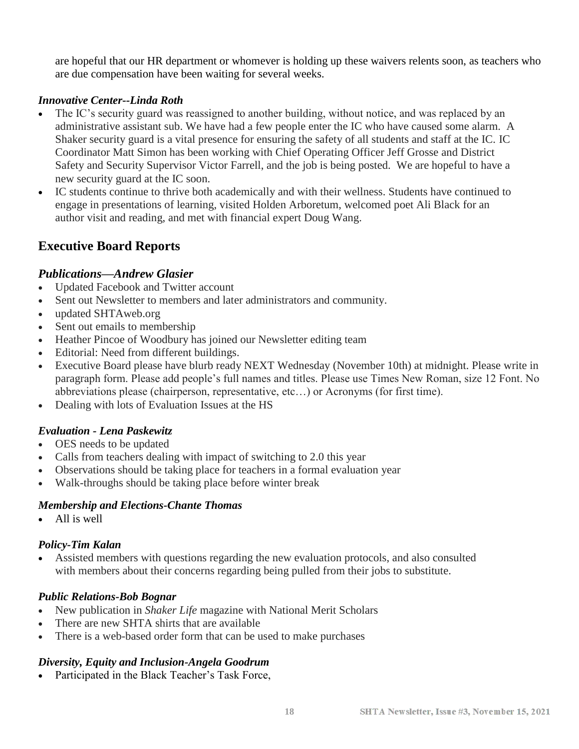are hopeful that our HR department or whomever is holding up these waivers relents soon, as teachers who are due compensation have been waiting for several weeks.

### *Innovative Center--Linda Roth*

- The IC's security guard was reassigned to another building, without notice, and was replaced by an administrative assistant sub. We have had a few people enter the IC who have caused some alarm. A Shaker security guard is a vital presence for ensuring the safety of all students and staff at the IC. IC Coordinator Matt Simon has been working with Chief Operating Officer Jeff Grosse and District Safety and Security Supervisor Victor Farrell, and the job is being posted. We are hopeful to have a new security guard at the IC soon.
- IC students continue to thrive both academically and with their wellness. Students have continued to engage in presentations of learning, visited Holden Arboretum, welcomed poet Ali Black for an author visit and reading, and met with financial expert Doug Wang.

## Executive Board Reports

### *Publications—Andrew Glasier*

- Updated Facebook and Twitter account
- Sent out Newsletter to members and later administrators and community.
- updated SHTAweb.org
- Sent out emails to membership
- Heather Pincoe of Woodbury has joined our Newsletter editing team
- Editorial: Need from different buildings.
- Executive Board please have blurb ready NEXT Wednesday (November 10th) at midnight. Please write in paragraph form. Please add people's full names and titles. Please use Times New Roman, size 12 Font. No abbreviations please (chairperson, representative, etc…) or Acronyms (for first time).
- Dealing with lots of Evaluation Issues at the HS

### *Evaluation - Lena Paskewitz*

- OES needs to be updated
- Calls from teachers dealing with impact of switching to 2.0 this year
- Observations should be taking place for teachers in a formal evaluation year
- Walk-throughs should be taking place before winter break

### *Membership and Elections-Chante Thomas*

- All is well

### *Policy-Tim Kalan*

- Assisted members with questions regarding the new evaluation protocols, and also consulted with members about their concerns regarding being pulled from their jobs to substitute.

### *Public Relations-Bob Bognar*

- New publication in *Shaker Life* magazine with National Merit Scholars
- There are new SHTA shirts that are available
- There is a web-based order form that can be used to make purchases

### *Diversity, Equity and Inclusion-Angela Goodrum*

- Participated in the Black Teacher's Task Force,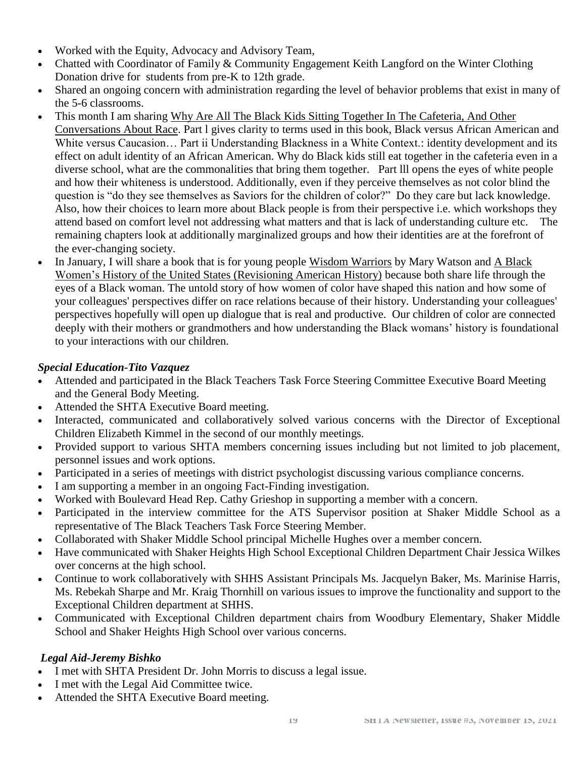- Worked with the Equity, Advocacy and Advisory Team,
- Chatted with Coordinator of Family & Community Engagement Keith Langford on the Winter Clothing Donation drive for students from pre-K to 12th grade.
- Shared an ongoing concern with administration regarding the level of behavior problems that exist in many of the 5-6 classrooms.
- This month I am sharing Why Are All The Black Kids Sitting Together In The Cafeteria, And Other Conversations About Race. Part l gives clarity to terms used in this book, Black versus African American and White versus Caucasion… Part ii Understanding Blackness in a White Context.: identity development and its effect on adult identity of an African American. Why do Black kids still eat together in the cafeteria even in a diverse school, what are the commonalities that bring them together. Part lll opens the eyes of white people and how their whiteness is understood. Additionally, even if they perceive themselves as not color blind the question is "do they see themselves as Saviors for the children of color?" Do they care but lack knowledge. Also, how their choices to learn more about Black people is from their perspective i.e. which workshops they attend based on comfort level not addressing what matters and that is lack of understanding culture etc. The remaining chapters look at additionally marginalized groups and how their identities are at the forefront of the ever-changing society.
- In January, I will share a book that is for young people Wisdom Warriors by Mary Watson and A Black Women's History of the United States (Revisioning American History) because both share life through the eyes of a Black woman. The untold story of how women of color have shaped this nation and how some of your colleagues' perspectives differ on race relations because of their history. Understanding your colleagues' perspectives hopefully will open up dialogue that is real and productive. Our children of color are connected deeply with their mothers or grandmothers and how understanding the Black womans' history is foundational to your interactions with our children.

***Special Education-Tito Vazquez***

- Attended and participated in the Black Teachers Task Force Steering Committee Executive Board Meeting and the General Body Meeting.
- Attended the SHTA Executive Board meeting.
- Interacted, communicated and collaboratively solved various concerns with the Director of Exceptional Children Elizabeth Kimmel in the second of our monthly meetings.
- Provided support to various SHTA members concerning issues including but not limited to job placement, personnel issues and work options.
- Participated in a series of meetings with district psychologist discussing various compliance concerns.
- I am supporting a member in an ongoing Fact-Finding investigation.
- Worked with Boulevard Head Rep. Cathy Grieshop in supporting a member with a concern.
- Participated in the interview committee for the ATS Supervisor position at Shaker Middle School as a representative of The Black Teachers Task Force Steering Member.
- Collaborated with Shaker Middle School principal Michelle Hughes over a member concern.
- Have communicated with Shaker Heights High School Exceptional Children Department Chair Jessica Wilkes over concerns at the high school.
- Continue to work collaboratively with SHHS Assistant Principals Ms. Jacquelyn Baker, Ms. Marinise Harris, Ms. Rebekah Sharpe and Mr. Kraig Thornhill on various issues to improve the functionality and support to the Exceptional Children department at SHHS.
- Communicated with Exceptional Children department chairs from Woodbury Elementary, Shaker Middle School and Shaker Heights High School over various concerns.

***Legal Aid-Jeremy Bishko***

- I met with SHTA President Dr. John Morris to discuss a legal issue.
- I met with the Legal Aid Committee twice.
- Attended the SHTA Executive Board meeting.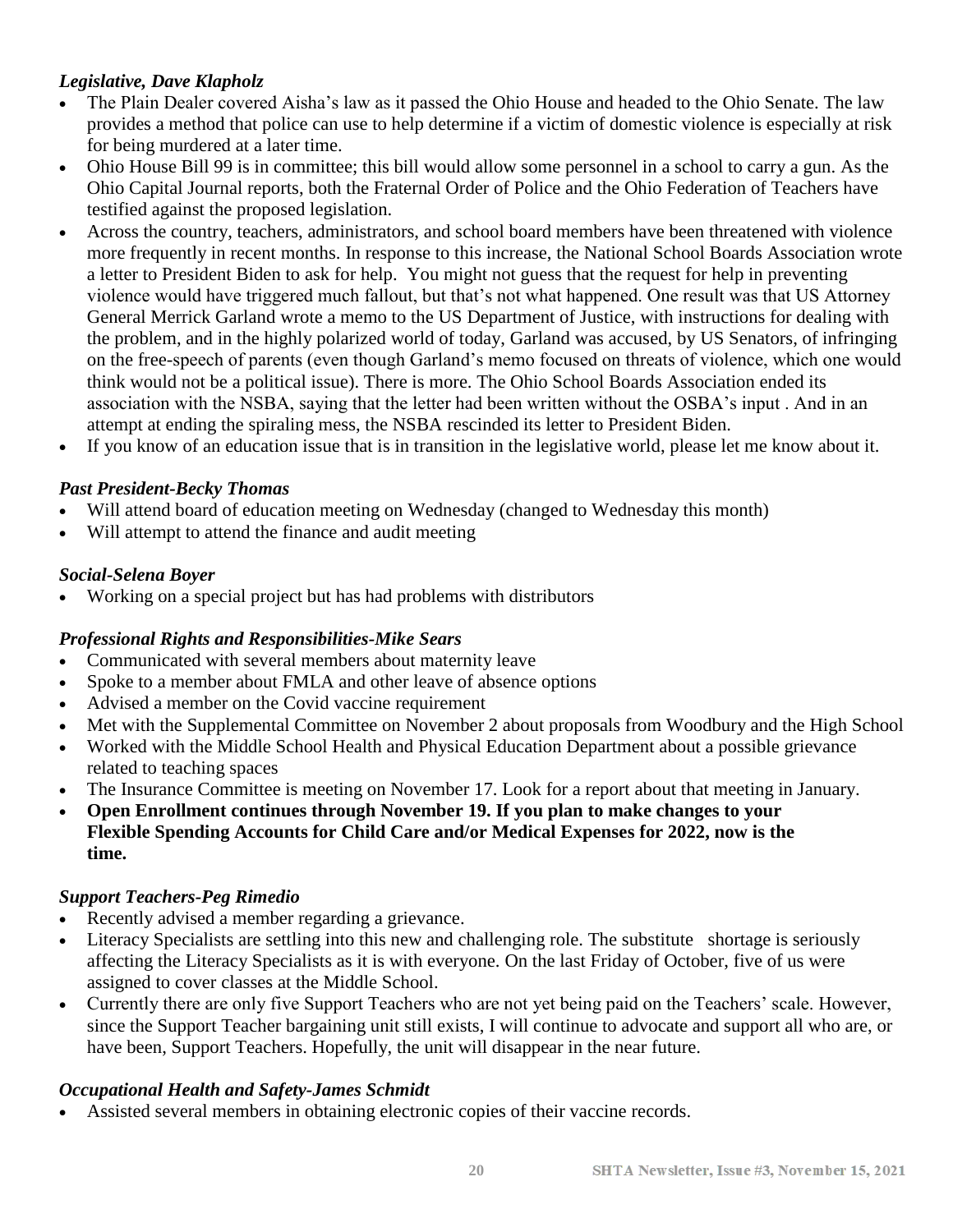### *Legislative, Dave Klapholz*

- The Plain Dealer covered Aisha's law as it passed the Ohio House and headed to the Ohio Senate. The law provides a method that police can use to help determine if a victim of domestic violence is especially at risk for being murdered at a later time.
- Ohio House Bill 99 is in committee; this bill would allow some personnel in a school to carry a gun. As the Ohio Capital Journal reports, both the Fraternal Order of Police and the Ohio Federation of Teachers have testified against the proposed legislation.
- Across the country, teachers, administrators, and school board members have been threatened with violence more frequently in recent months. In response to this increase, the National School Boards Association wrote a letter to President Biden to ask for help. You might not guess that the request for help in preventing violence would have triggered much fallout, but that's not what happened. One result was that US Attorney General Merrick Garland wrote a memo to the US Department of Justice, with instructions for dealing with the problem, and in the highly polarized world of today, Garland was accused, by US Senators, of infringing on the free-speech of parents (even though Garland's memo focused on threats of violence, which one would think would not be a political issue). There is more. The Ohio School Boards Association ended its association with the NSBA, saying that the letter had been written without the OSBA's input . And in an attempt at ending the spiraling mess, the NSBA rescinded its letter to President Biden.
- If you know of an education issue that is in transition in the legislative world, please let me know about it.

### *Past President-Becky Thomas*

- Will attend board of education meeting on Wednesday (changed to Wednesday this month)
- Will attempt to attend the finance and audit meeting

### *Social-Selena Boyer*

- Working on a special project but has had problems with distributors

### *Professional Rights and Responsibilities-Mike Sears*

- Communicated with several members about maternity leave
- Spoke to a member about FMLA and other leave of absence options
- Advised a member on the Covid vaccine requirement
- Met with the Supplemental Committee on November 2 about proposals from Woodbury and the High School
- Worked with the Middle School Health and Physical Education Department about a possible grievance related to teaching spaces
- The Insurance Committee is meeting on November 17. Look for a report about that meeting in January.
- **Open Enrollment continues through November 19. If you plan to make changes to your Flexible Spending Accounts for Child Care and/or Medical Expenses for 2022, now is the time.**

### *Support Teachers-Peg Rimedio*

- Recently advised a member regarding a grievance.
- Literacy Specialists are settling into this new and challenging role. The substitute shortage is seriously affecting the Literacy Specialists as it is with everyone. On the last Friday of October, five of us were assigned to cover classes at the Middle School.
- Currently there are only five Support Teachers who are not yet being paid on the Teachers' scale. However, since the Support Teacher bargaining unit still exists, I will continue to advocate and support all who are, or have been, Support Teachers. Hopefully, the unit will disappear in the near future.

### *Occupational Health and Safety-James Schmidt*

- Assisted several members in obtaining electronic copies of their vaccine records.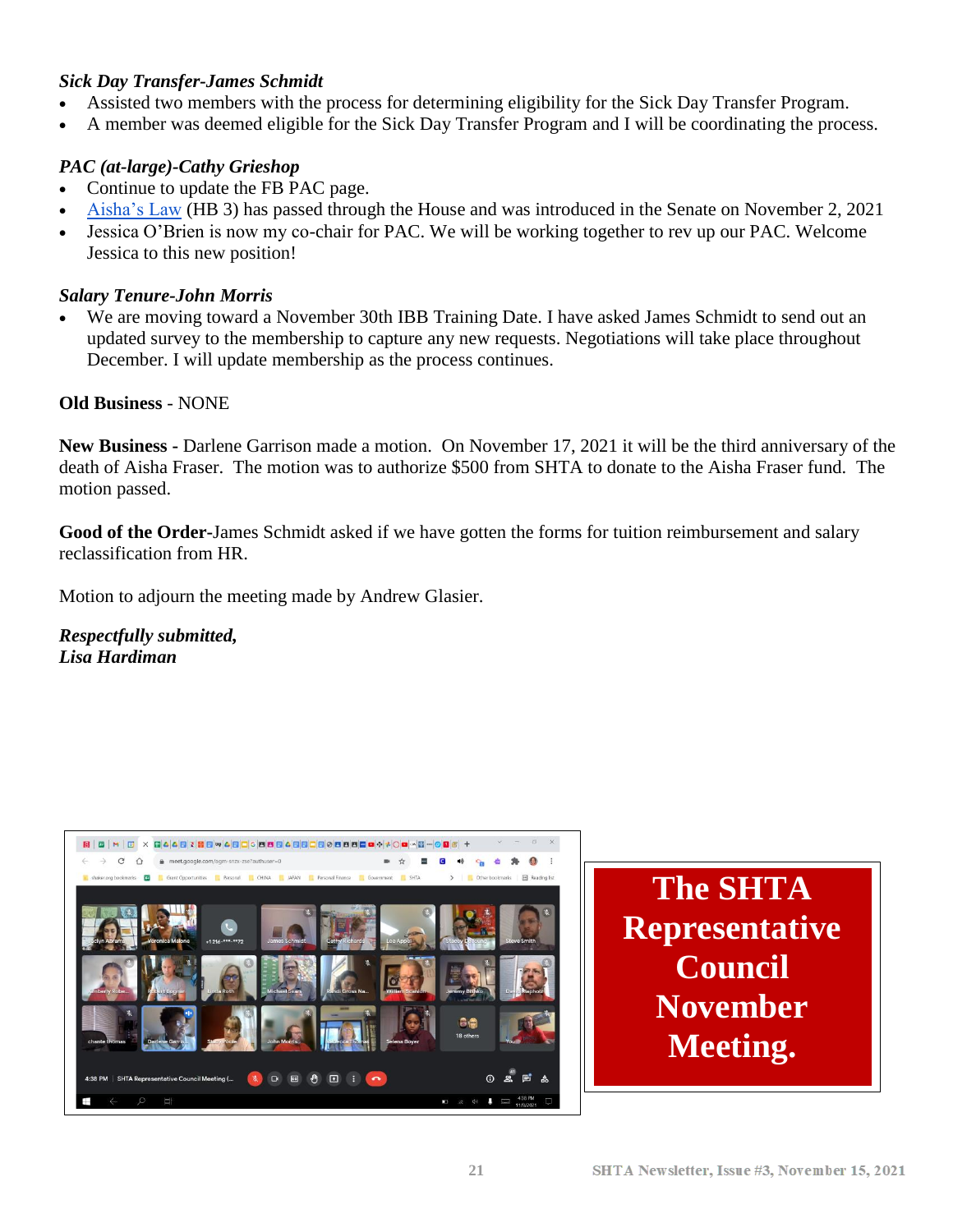***Sick Day Transfer-James Schmidt***

- Assisted two members with the process for determining eligibility for the Sick Day Transfer Program.
- A member was deemed eligible for the Sick Day Transfer Program and I will be coordinating the process.

***PAC (at-large)-Cathy Grieshop***

- Continue to update the FB PAC page.
- Aisha's Law (HB 3) has passed through the House and was introduced in the Senate on November 2, 2021
- Jessica O'Brien is now my co-chair for PAC. We will be working together to rev up our PAC. Welcome Jessica to this new position!

***Salary Tenure-John Morris***

- We are moving toward a November 30th IBB Training Date. I have asked James Schmidt to send out an updated survey to the membership to capture any new requests. Negotiations will take place throughout December. I will update membership as the process continues.

**Old Business** - NONE

**New Business -** Darlene Garrison made a motion. On November 17, 2021 it will be the third anniversary of the death of Aisha Fraser. The motion was to authorize $500 from SHTA to donate to the Aisha Fraser fund. The motion passed.

**Good of the Order**-James Schmidt asked if we have gotten the forms for tuition reimbursement and salary reclassification from HR.

Motion to adjourn the meeting made by Andrew Glasier.

***Respectfully submitted,***
***Lisa Hardiman***

**The SHTA Representative Council November Meeting.**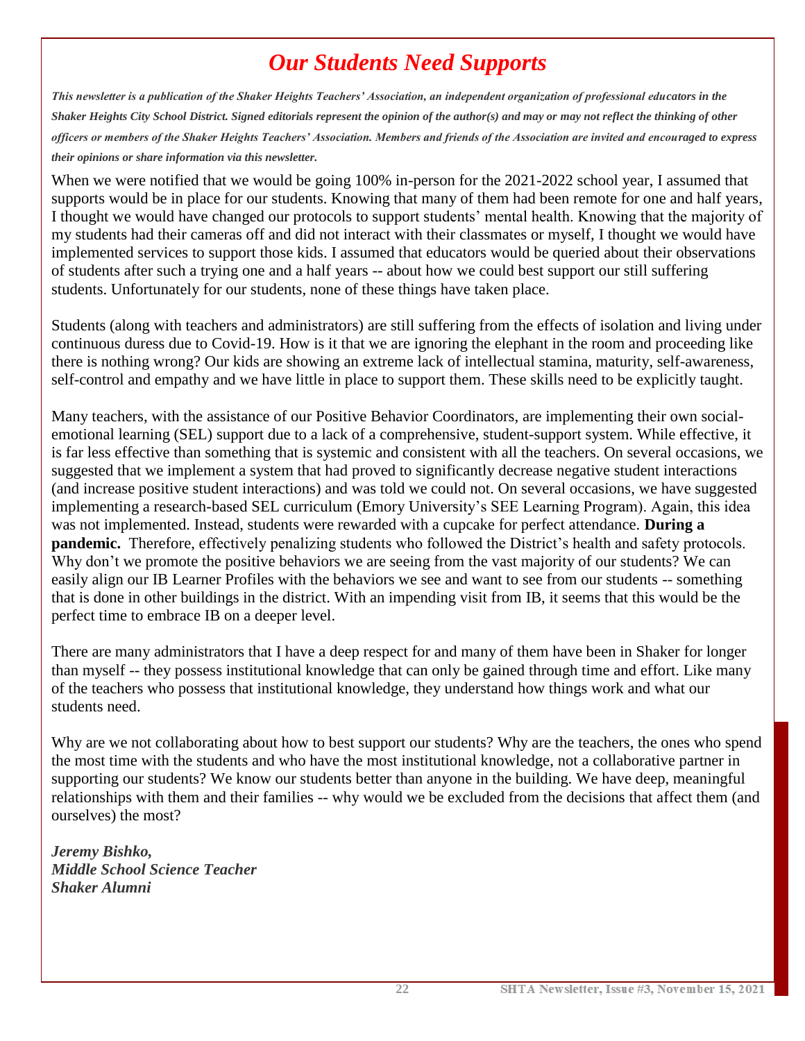# *Our Students Need Supports*

***This newsletter is a publication of the Shaker Heights Teachers' Association, an independent organization of professional educators in the Shaker Heights City School District. Signed editorials represent the opinion of the author(s) and may or may not reflect the thinking of other officers or members of the Shaker Heights Teachers' Association. Members and friends of the Association are invited and encouraged to express their opinions or share information via this newsletter.***

When we were notified that we would be going 100% in-person for the 2021-2022 school year, I assumed that supports would be in place for our students. Knowing that many of them had been remote for one and half years, I thought we would have changed our protocols to support students' mental health. Knowing that the majority of my students had their cameras off and did not interact with their classmates or myself, I thought we would have implemented services to support those kids. I assumed that educators would be queried about their observations of students after such a trying one and a half years -- about how we could best support our still suffering students. Unfortunately for our students, none of these things have taken place.

Students (along with teachers and administrators) are still suffering from the effects of isolation and living under continuous duress due to Covid-19. How is it that we are ignoring the elephant in the room and proceeding like there is nothing wrong? Our kids are showing an extreme lack of intellectual stamina, maturity, self-awareness, self-control and empathy and we have little in place to support them. These skills need to be explicitly taught.

Many teachers, with the assistance of our Positive Behavior Coordinators, are implementing their own social-emotional learning (SEL) support due to a lack of a comprehensive, student-support system. While effective, it is far less effective than something that is systemic and consistent with all the teachers. On several occasions, we suggested that we implement a system that had proved to significantly decrease negative student interactions (and increase positive student interactions) and was told we could not. On several occasions, we have suggested implementing a research-based SEL curriculum (Emory University's SEE Learning Program). Again, this idea was not implemented. Instead, students were rewarded with a cupcake for perfect attendance. **During a pandemic.** Therefore, effectively penalizing students who followed the District's health and safety protocols. Why don't we promote the positive behaviors we are seeing from the vast majority of our students? We can easily align our IB Learner Profiles with the behaviors we see and want to see from our students -- something that is done in other buildings in the district. With an impending visit from IB, it seems that this would be the perfect time to embrace IB on a deeper level.

There are many administrators that I have a deep respect for and many of them have been in Shaker for longer than myself -- they possess institutional knowledge that can only be gained through time and effort. Like many of the teachers who possess that institutional knowledge, they understand how things work and what our students need.

Why are we not collaborating about how to best support our students? Why are the teachers, the ones who spend the most time with the students and who have the most institutional knowledge, not a collaborative partner in supporting our students? We know our students better than anyone in the building. We have deep, meaningful relationships with them and their families -- why would we be excluded from the decisions that affect them (and ourselves) the most?

***Jeremy Bishko,***
***Middle School Science Teacher***
***Shaker Alumni***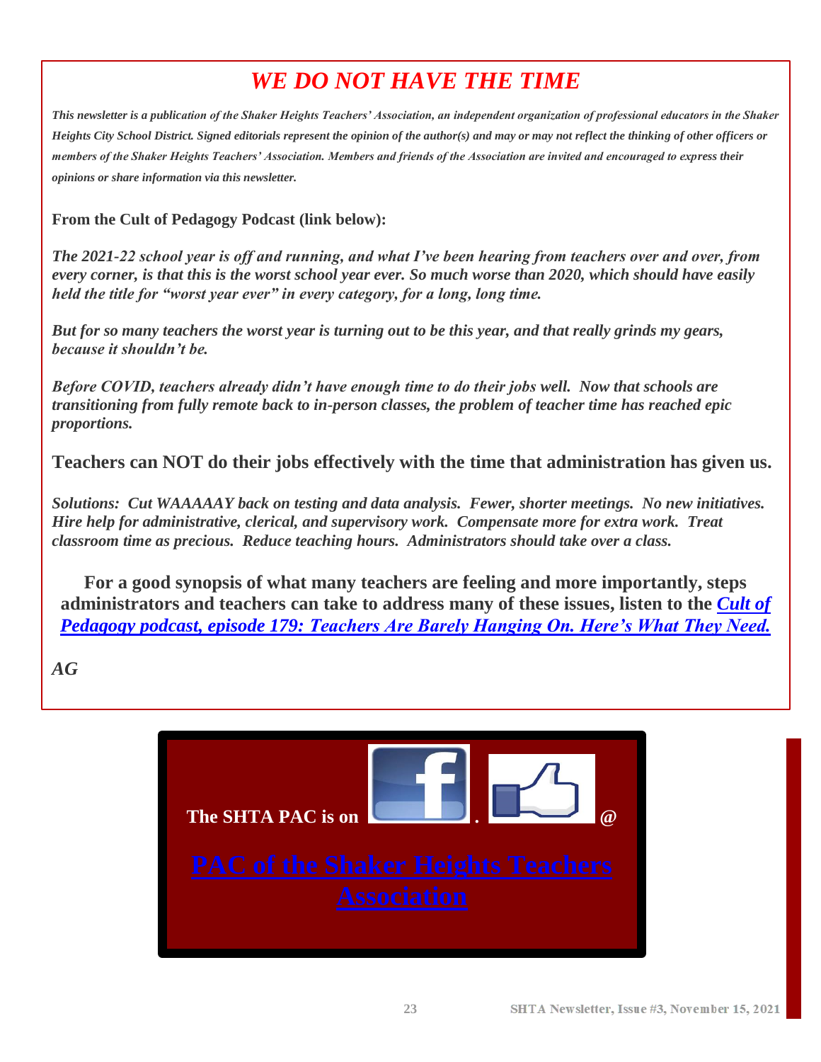# *WE DO NOT HAVE THE TIME*

***This newsletter is a publication of the Shaker Heights Teachers' Association, an independent organization of professional educators in the Shaker Heights City School District. Signed editorials represent the opinion of the author(s) and may or may not reflect the thinking of other officers or members of the Shaker Heights Teachers' Association. Members and friends of the Association are invited and encouraged to express their opinions or share information via this newsletter.***

**From the Cult of Pedagogy Podcast (link below):**

***The 2021-22 school year is off and running, and what I've been hearing from teachers over and over, from every corner, is that this is the worst school year ever. So much worse than 2020, which should have easily held the title for "worst year ever" in every category, for a long, long time.***

***But for so many teachers the worst year is turning out to be this year, and that really grinds my gears, because it shouldn't be.***

***Before COVID, teachers already didn't have enough time to do their jobs well. Now that schools are transitioning from fully remote back to in-person classes, the problem of teacher time has reached epic proportions.***

**Teachers can NOT do their jobs effectively with the time that administration has given us.**

***Solutions: Cut WAAAAAY back on testing and data analysis. Fewer, shorter meetings. No new initiatives. Hire help for administrative, clerical, and supervisory work. Compensate more for extra work. Treat classroom time as precious. Reduce teaching hours. Administrators should take over a class.***

**For a good synopsis of what many teachers are feeling and more importantly, steps administrators and teachers can take to address many of these issues, listen to the *Cult of Pedagogy podcast, episode 179: Teachers Are Barely Hanging On. Here's What They Need.***

***AG***

**The SHTA PAC is on . @**

**PAC of the Shaker Heights Teachers Association**